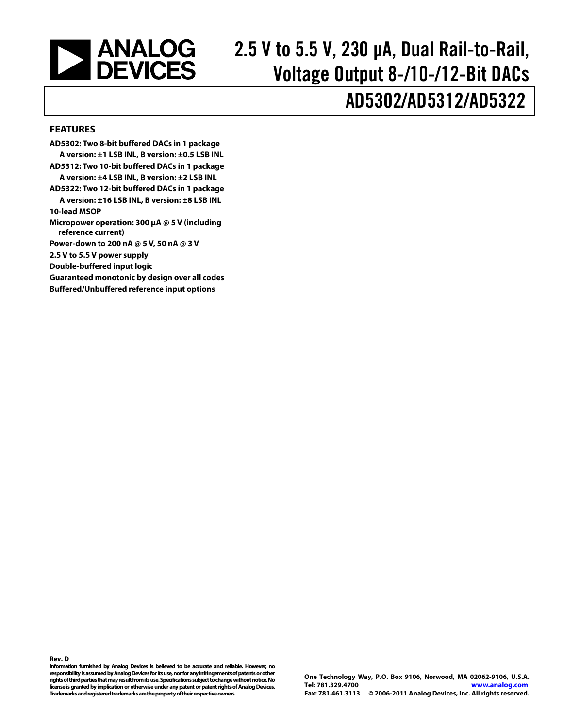ANALOG DEVICES

# 2.5 V to 5.5 V, 230 μA, Dual Rail-to-Rail, Voltage Output 8-/10-/12-Bit DACs

# AD5302/AD5312/AD5322

## FEATURES

**AD5302: Two 8-bit buffered DACs in 1 package**
**A version: ±1 LSB INL, B version: ±0.5 LSB INL**
**AD5312: Two 10-bit buffered DACs in 1 package**
**A version: ±4 LSB INL, B version: ±2 LSB INL**
**AD5322: Two 12-bit buffered DACs in 1 package**
**A version: ±16 LSB INL, B version: ±8 LSB INL**
**10-lead MSOP**
**Micropower operation: 300 μA @ 5 V (including reference current)**
**Power-down to 200 nA @ 5 V, 50 nA @ 3 V**
**2.5 V to 5.5 V power supply**
**Double-buffered input logic**
**Guaranteed monotonic by design over all codes**
**Buffered/Unbuffered reference input options**

Rev. D

Information furnished by Analog Devices is believed to be accurate and reliable. However, no responsibility is assumed by Analog Devices for its use, nor for any infringements of patents or other rights of third parties that may result from its use. Specifications subject to change without notice. No license is granted by implication or otherwise under any patent or patent rights of Analog Devices. Trademarks and registered trademarks are the property of their respective owners.

One Technology Way, P.O. Box 9106, Norwood, MA 02062-9106, U.S.A.
Tel: 781.329.4700 www.analog.com
Fax: 781.461.3113 © 2006-2011 Analog Devices, Inc. All rights reserved.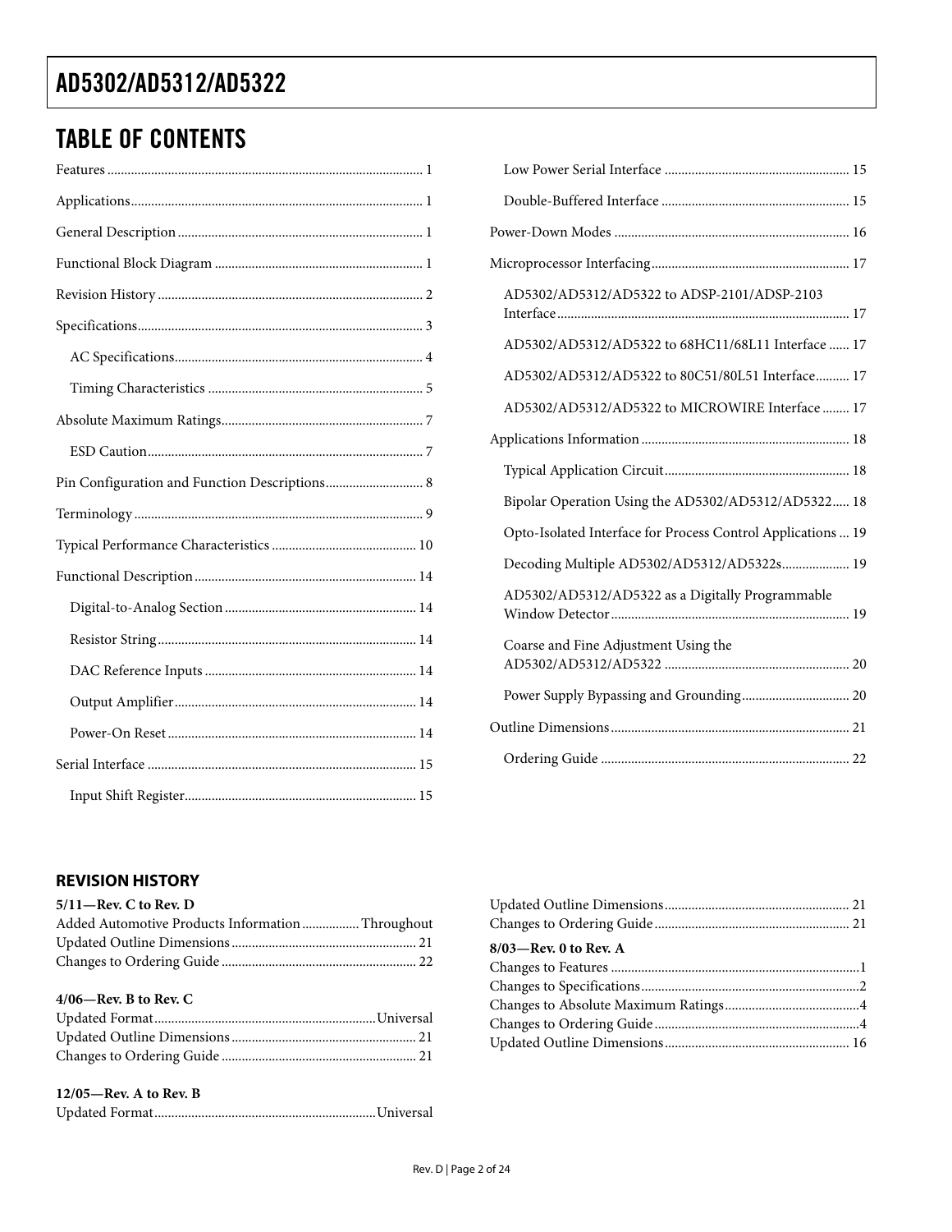## TABLE OF CONTENTS

Features ... 1
Applications ... 1
General Description ... 1
Functional Block Diagram ... 1
Revision History ... 2
Specifications ... 3
- AC Specifications ... 4
- Timing Characteristics ... 5

Absolute Maximum Ratings ... 7
- ESD Caution ... 7

Pin Configuration and Function Descriptions ... 8
Terminology ... 9
Typical Performance Characteristics ... 10
Functional Description ... 14
- Digital-to-Analog Section ... 14
- Resistor String ... 14
- DAC Reference Inputs ... 14
- Output Amplifier ... 14
- Power-On Reset ... 14

Serial Interface ... 15
- Input Shift Register ... 15
- Low Power Serial Interface ... 15
- Double-Buffered Interface ... 15

Power-Down Modes ... 16
Microprocessor Interfacing ... 17
- AD5302/AD5312/AD5322 to ADSP-2101/ADSP-2103 Interface ... 17
- AD5302/AD5312/AD5322 to 68HC11/68L11 Interface ... 17
- AD5302/AD5312/AD5322 to 80C51/80L51 Interface ... 17
- AD5302/AD5312/AD5322 to MICROWIRE Interface ... 17

Applications Information ... 18
- Typical Application Circuit ... 18
- Bipolar Operation Using the AD5302/AD5312/AD5322 ... 18
- Opto-Isolated Interface for Process Control Applications ... 19
- Decoding Multiple AD5302/AD5312/AD5322s ... 19
- AD5302/AD5312/AD5322 as a Digitally Programmable Window Detector ... 19
- Coarse and Fine Adjustment Using the AD5302/AD5312/AD5322 ... 20
- Power Supply Bypassing and Grounding ... 20

Outline Dimensions ... 21
- Ordering Guide ... 22

## REVISION HISTORY

**5/11—Rev. C to Rev. D**

Added Automotive Products Information ... Throughout
Updated Outline Dimensions ... 21
Changes to Ordering Guide ... 22

**4/06—Rev. B to Rev. C**

Updated Format ... Universal
Updated Outline Dimensions ... 21
Changes to Ordering Guide ... 21

**12/05—Rev. A to Rev. B**

Updated Format ... Universal
Updated Outline Dimensions ... 21
Changes to Ordering Guide ... 21

**8/03—Rev. 0 to Rev. A**

Changes to Features ... 1
Changes to Specifications ... 2
Changes to Absolute Maximum Ratings ... 4
Changes to Ordering Guide ... 4
Updated Outline Dimensions ... 16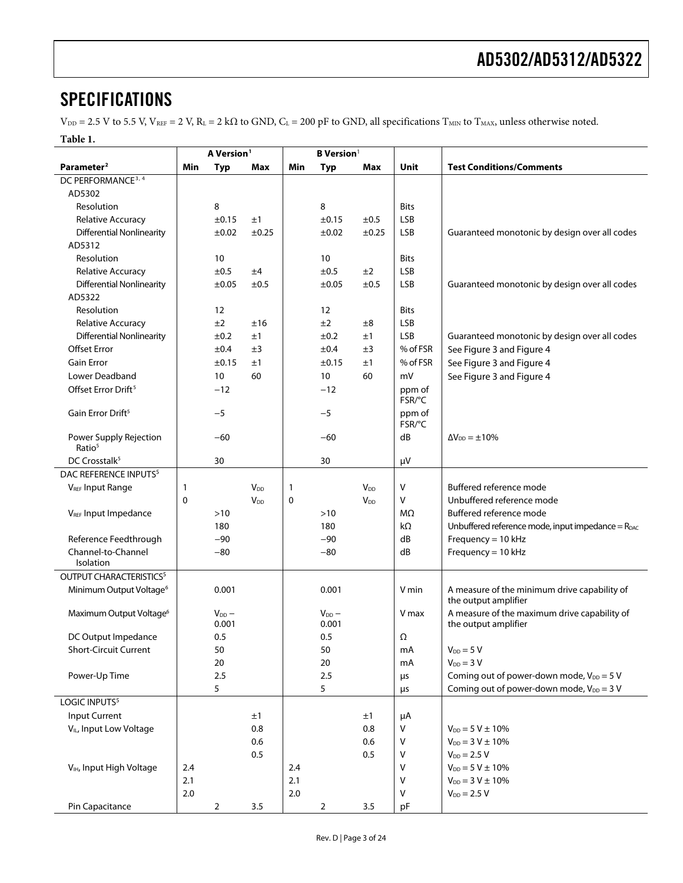## SPECIFICATIONS

$V_{DD}$ = 2.5 V to 5.5 V, $V_{REF}$ = 2 V, $R_L$ = 2 kΩ to GND, $C_L$ = 200 pF to GND, all specifications $T_{MIN}$ to $T_{MAX}$, unless otherwise noted.

**Table 1.**

| | A Version[1] | | | B Version[1] | | | | |
|---|---|---|---|---|---|---|---|---|
| **Parameter[2]** | **Min** | **Typ** | **Max** | **Min** | **Typ** | **Max** | **Unit** | **Test Conditions/Comments** |
| DC PERFORMANCE[3, 4] | | | | | | | | |
| AD5302 | | | | | | | | |
| Resolution | | 8 | | | 8 | | Bits | |
| Relative Accuracy | | ±0.15 | ±1 | | ±0.15 | ±0.5 | LSB | |
| Differential Nonlinearity | | ±0.02 | ±0.25 | | ±0.02 | ±0.25 | LSB | Guaranteed monotonic by design over all codes |
| AD5312 | | | | | | | | |
| Resolution | | 10 | | | 10 | | Bits | |
| Relative Accuracy | | ±0.5 | ±4 | | ±0.5 | ±2 | LSB | |
| Differential Nonlinearity | | ±0.05 | ±0.5 | | ±0.05 | ±0.5 | LSB | Guaranteed monotonic by design over all codes |
| AD5322 | | | | | | | | |
| Resolution | | 12 | | | 12 | | Bits | |
| Relative Accuracy | | ±2 | ±16 | | ±2 | ±8 | LSB | |
| Differential Nonlinearity | | ±0.2 | ±1 | | ±0.2 | ±1 | LSB | Guaranteed monotonic by design over all codes |
| Offset Error | | ±0.4 | ±3 | | ±0.4 | ±3 | % of FSR | See Figure 3 and Figure 4 |
| Gain Error | | ±0.15 | ±1 | | ±0.15 | ±1 | % of FSR | See Figure 3 and Figure 4 |
| Lower Deadband | | 10 | 60 | | 10 | 60 | mV | See Figure 3 and Figure 4 |
| Offset Error Drift[5] | | −12 | | | −12 | | ppm of FSR/°C | |
| Gain Error Drift[5] | | −5 | | | −5 | | ppm of FSR/°C | |
| Power Supply Rejection Ratio[5] | | −60 | | | −60 | | dB | $\Delta V_{DD}$ = ±10% |
| DC Crosstalk[5] | | 30 | | | 30 | | μV | |
| DAC REFERENCE INPUTS[5] | | | | | | | | |
| $V_{REF}$ Input Range | 1 | | $V_{DD}$ | 1 | | $V_{DD}$ | V | Buffered reference mode |
| | 0 | | $V_{DD}$ | 0 | | $V_{DD}$ | V | Unbuffered reference mode |
| $V_{REF}$ Input Impedance | | >10 | | | >10 | | MΩ | Buffered reference mode |
| | | 180 | | | 180 | | kΩ | Unbuffered reference mode, input impedance = $R_{DAC}$ |
| Reference Feedthrough | | −90 | | | −90 | | dB | Frequency = 10 kHz |
| Channel-to-Channel Isolation | | −80 | | | −80 | | dB | Frequency = 10 kHz |
| OUTPUT CHARACTERISTICS[5] | | | | | | | | |
| Minimum Output Voltage[6] | | 0.001 | | | 0.001 | | V min | A measure of the minimum drive capability of the output amplifier |
| Maximum Output Voltage[6] | | $V_{DD}$ − 0.001 | | | $V_{DD}$ − 0.001 | | V max | A measure of the maximum drive capability of the output amplifier |
| DC Output Impedance | | 0.5 | | | 0.5 | | Ω | |
| Short-Circuit Current | | 50 | | | 50 | | mA | $V_{DD}$ = 5 V |
| | | 20 | | | 20 | | mA | $V_{DD}$ = 3 V |
| Power-Up Time | | 2.5 | | | 2.5 | | μs | Coming out of power-down mode, $V_{DD}$ = 5 V |
| | | 5 | | | 5 | | μs | Coming out of power-down mode, $V_{DD}$ = 3 V |
| LOGIC INPUTS[5] | | | | | | | | |
| Input Current | | | ±1 | | | ±1 | μA | |
| $V_{IL}$, Input Low Voltage | | | 0.8 | | | 0.8 | V | $V_{DD}$ = 5 V ± 10% |
| | | | 0.6 | | | 0.6 | V | $V_{DD}$ = 3 V ± 10% |
| | | | 0.5 | | | 0.5 | V | $V_{DD}$ = 2.5 V |
| $V_{IH}$, Input High Voltage | 2.4 | | | 2.4 | | | V | $V_{DD}$ = 5 V ± 10% |
| | 2.1 | | | 2.1 | | | V | $V_{DD}$ = 3 V ± 10% |
| | 2.0 | | | 2.0 | | | V | $V_{DD}$ = 2.5 V |
| Pin Capacitance | | 2 | 3.5 | | 2 | 3.5 | pF | |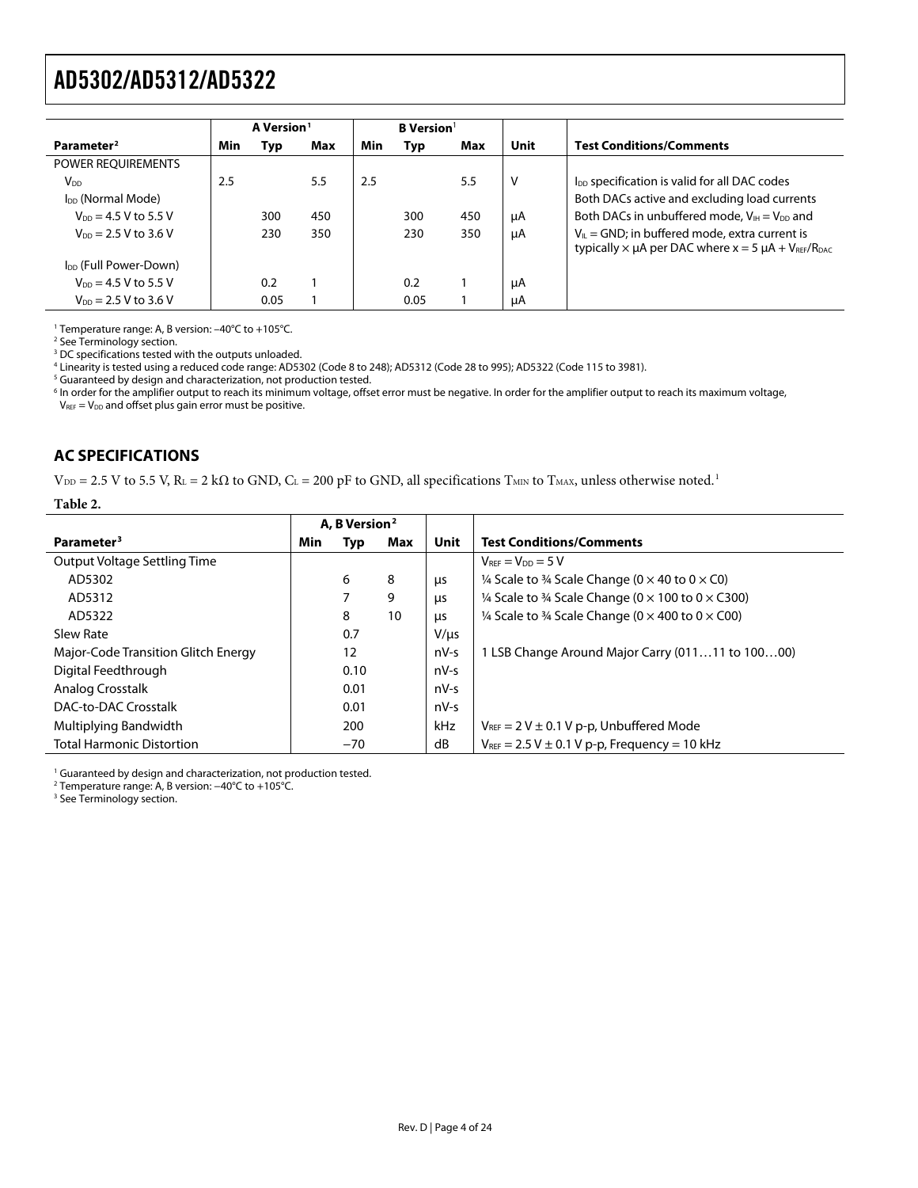|  | A Version[1] |  |  | B Version[1] |  |  |  |  |
|---|---|---|---|---|---|---|---|---|
| Parameter[2] | Min | Typ | Max | Min | Typ | Max | Unit | Test Conditions/Comments |
| POWER REQUIREMENTS |  |  |  |  |  |  |  |  |
| $V_{DD}$ | 2.5 |  | 5.5 | 2.5 |  | 5.5 | V | $I_{DD}$ specification is valid for all DAC codes |
| $I_{DD}$ (Normal Mode) |  |  |  |  |  |  |  | Both DACs active and excluding load currents |
| $V_{DD}$ = 4.5 V to 5.5 V |  | 300 | 450 |  | 300 | 450 | μA | Both DACs in unbuffered mode, $V_{IH} = V_{DD}$ and |
| $V_{DD}$ = 2.5 V to 3.6 V |  | 230 | 350 |  | 230 | 350 | μA | $V_{IL}$ = GND; in buffered mode, extra current is typically × μA per DAC where x = 5 μA + $V_{REF}/R_{DAC}$ |
| $I_{DD}$ (Full Power-Down) |  |  |  |  |  |  |  |  |
| $V_{DD}$ = 4.5 V to 5.5 V |  | 0.2 | 1 |  | 0.2 | 1 | μA |  |
| $V_{DD}$ = 2.5 V to 3.6 V |  | 0.05 | 1 |  | 0.05 | 1 | μA |  |

[1] Temperature range: A, B version: −40°C to +105°C.
[2] See Terminology section.
[3] DC specifications tested with the outputs unloaded.
[4] Linearity is tested using a reduced code range: AD5302 (Code 8 to 248); AD5312 (Code 28 to 995); AD5322 (Code 115 to 3981).
[5] Guaranteed by design and characterization, not production tested.
[6] In order for the amplifier output to reach its minimum voltage, offset error must be negative. In order for the amplifier output to reach its maximum voltage, $V_{REF} = V_{DD}$ and offset plus gain error must be positive.

## AC SPECIFICATIONS

$V_{DD}$ = 2.5 V to 5.5 V, $R_L$ = 2 kΩ to GND, $C_L$ = 200 pF to GND, all specifications $T_{MIN}$ to $T_{MAX}$, unless otherwise noted.[1]

**Table 2.**

|  | A, B Version[2] |  |  |  |  |
|---|---|---|---|---|---|
| Parameter[3] | Min | Typ | Max | Unit | Test Conditions/Comments |
| Output Voltage Settling Time |  |  |  |  | $V_{REF} = V_{DD}$ = 5 V |
| AD5302 |  | 6 | 8 | μs | ¼ Scale to ¾ Scale Change (0 × 40 to 0 × C0) |
| AD5312 |  | 7 | 9 | μs | ¼ Scale to ¾ Scale Change (0 × 100 to 0 × C300) |
| AD5322 |  | 8 | 10 | μs | ¼ Scale to ¾ Scale Change (0 × 400 to 0 × C00) |
| Slew Rate |  | 0.7 |  | V/μs |  |
| Major-Code Transition Glitch Energy |  | 12 |  | nV-s | 1 LSB Change Around Major Carry (011…11 to 100…00) |
| Digital Feedthrough |  | 0.10 |  | nV-s |  |
| Analog Crosstalk |  | 0.01 |  | nV-s |  |
| DAC-to-DAC Crosstalk |  | 0.01 |  | nV-s |  |
| Multiplying Bandwidth |  | 200 |  | kHz | $V_{REF}$ = 2 V ± 0.1 V p-p, Unbuffered Mode |
| Total Harmonic Distortion |  | −70 |  | dB | $V_{REF}$ = 2.5 V ± 0.1 V p-p, Frequency = 10 kHz |

[1] Guaranteed by design and characterization, not production tested.
[2] Temperature range: A, B version: −40°C to +105°C.
[3] See Terminology section.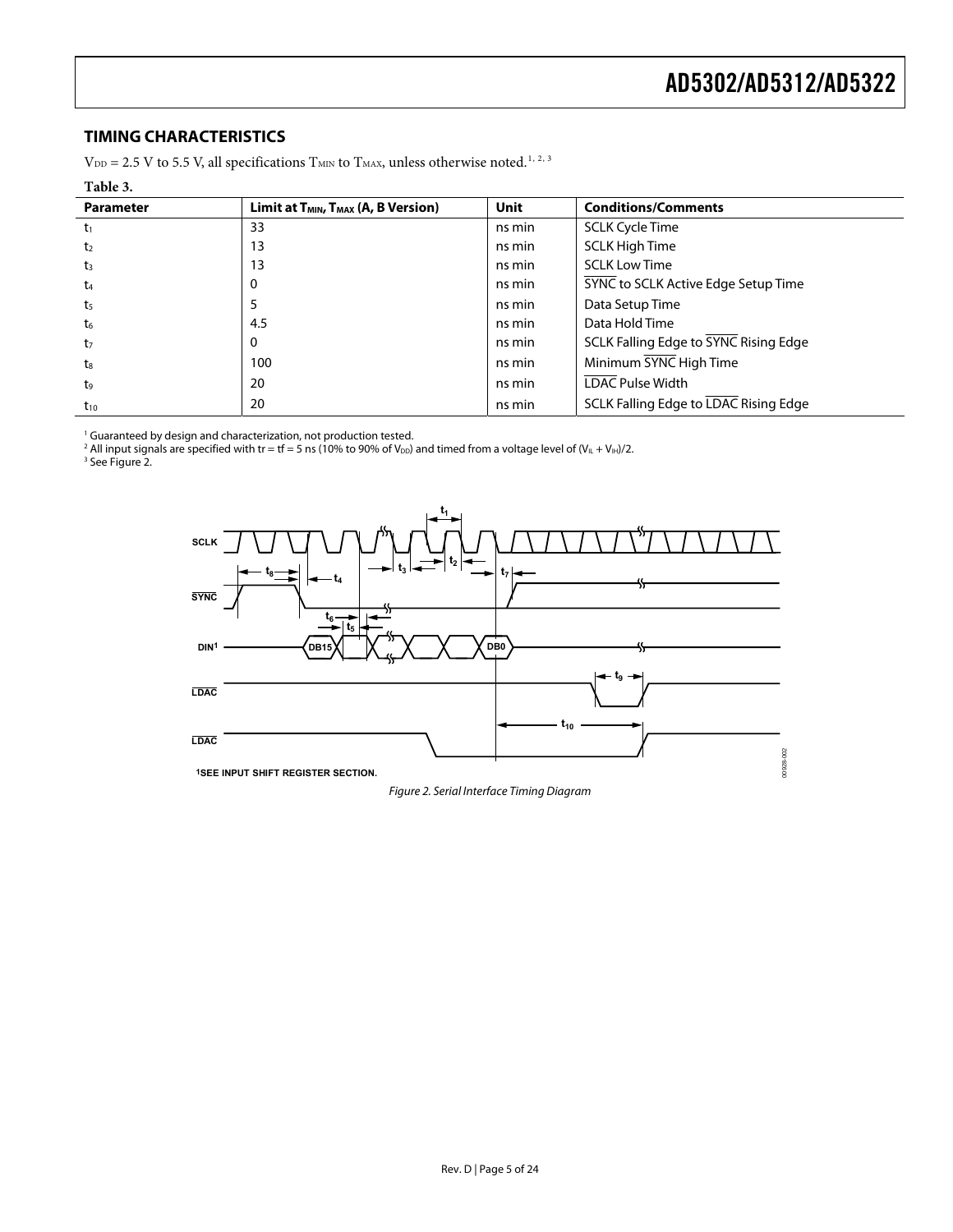## TIMING CHARACTERISTICS

$V_{DD}$ = 2.5 V to 5.5 V, all specifications $T_{MIN}$ to $T_{MAX}$, unless otherwise noted.[1, 2, 3]

**Table 3.**

| Parameter | Limit at $T_{MIN}$, $T_{MAX}$ (A, B Version) | Unit | Conditions/Comments |
|---|---|---|---|
| $t_1$ | 33 | ns min | SCLK Cycle Time |
| $t_2$ | 13 | ns min | SCLK High Time |
| $t_3$ | 13 | ns min | SCLK Low Time |
| $t_4$ | 0 | ns min | SYNC to SCLK Active Edge Setup Time |
| $t_5$ | 5 | ns min | Data Setup Time |
| $t_6$ | 4.5 | ns min | Data Hold Time |
| $t_7$ | 0 | ns min | SCLK Falling Edge to SYNC Rising Edge |
| $t_8$ | 100 | ns min | Minimum SYNC High Time |
| $t_9$ | 20 | ns min | LDAC Pulse Width |
| $t_{10}$ | 20 | ns min | SCLK Falling Edge to LDAC Rising Edge |

[1] Guaranteed by design and characterization, not production tested.
[2] All input signals are specified with tr = tf = 5 ns (10% to 90% of $V_{DD}$) and timed from a voltage level of $(V_{IL} + V_{IH})/2$.
[3] See Figure 2.

*Figure 2. Serial Interface Timing Diagram*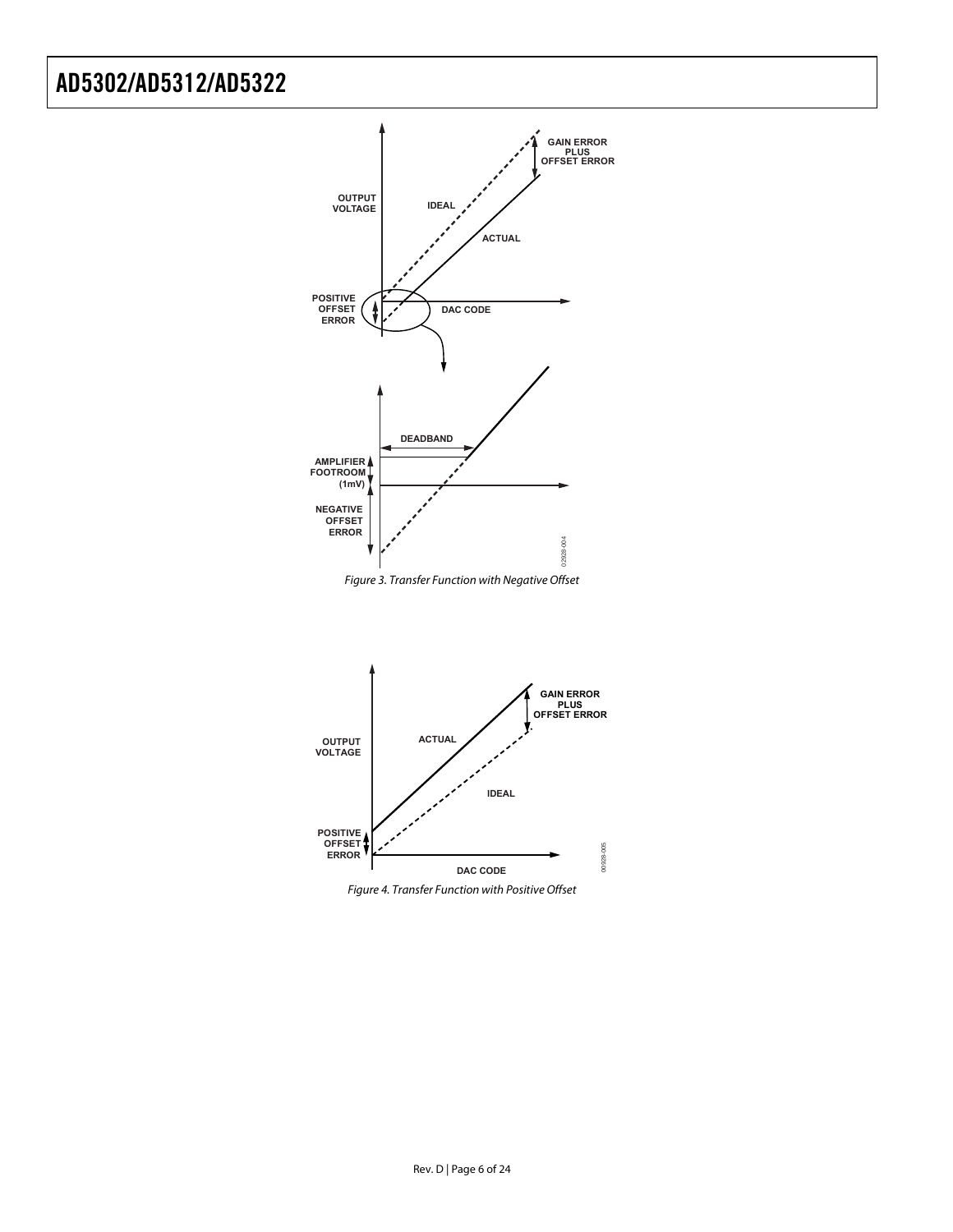Figure 3. Transfer Function with Negative Offset

Figure 4. Transfer Function with Positive Offset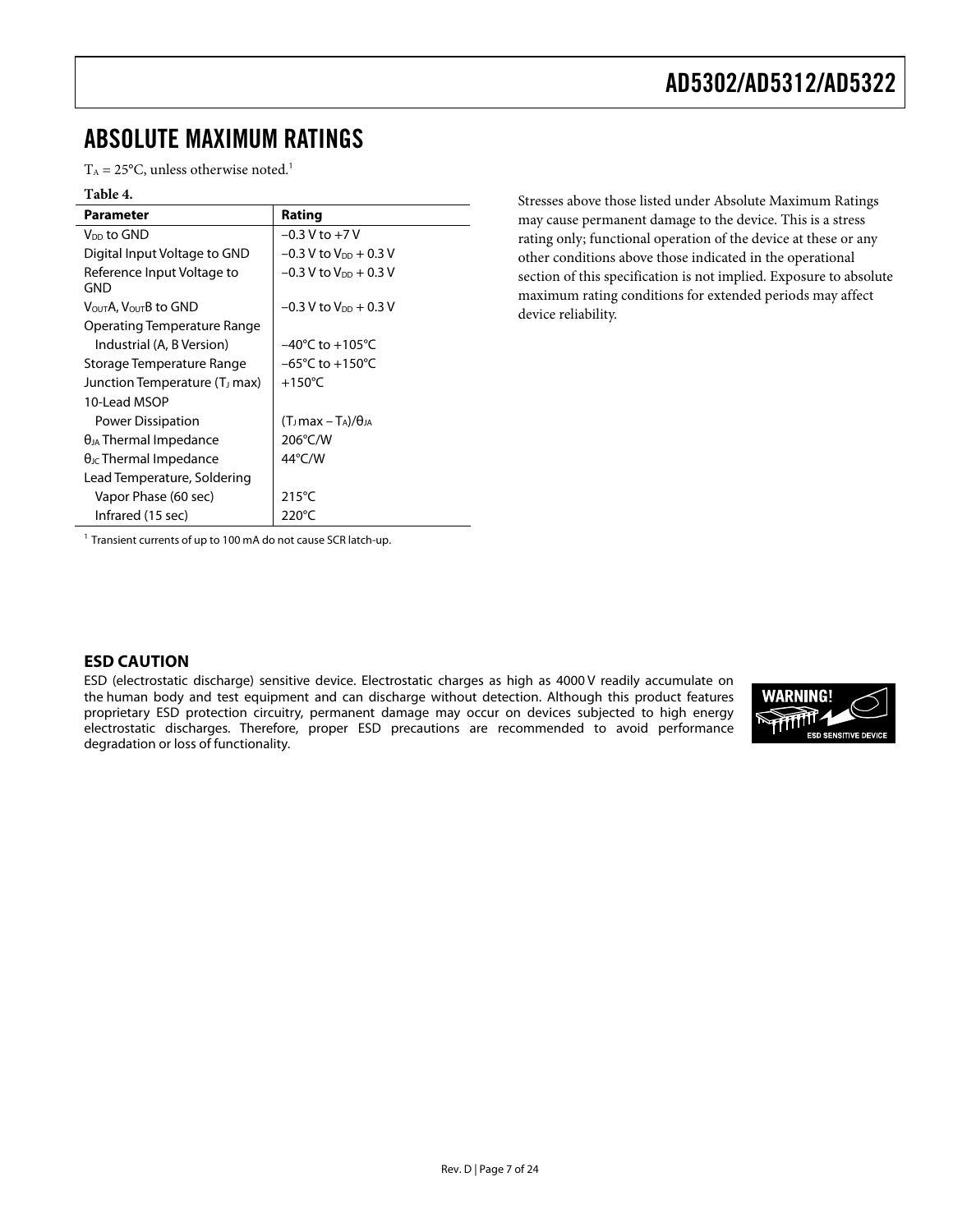## ABSOLUTE MAXIMUM RATINGS

$T_A$ = 25°C, unless otherwise noted.[1]

**Table 4.**

| Parameter | Rating |
|---|---|
| $V_{DD}$ to GND | −0.3 V to +7 V |
| Digital Input Voltage to GND | −0.3 V to $V_{DD}$ + 0.3 V |
| Reference Input Voltage to GND | −0.3 V to $V_{DD}$ + 0.3 V |
| $V_{OUT}$A, $V_{OUT}$B to GND | −0.3 V to $V_{DD}$ + 0.3 V |
| Operating Temperature Range | |
| Industrial (A, B Version) | −40°C to +105°C |
| Storage Temperature Range | −65°C to +150°C |
| Junction Temperature ($T_J$ max) | +150°C |
| 10-Lead MSOP | |
| Power Dissipation | $(T_J \max - T_A)/\theta_{JA}$ |
| $\theta_{JA}$ Thermal Impedance | 206°C/W |
| $\theta_{JC}$ Thermal Impedance | 44°C/W |
| Lead Temperature, Soldering | |
| Vapor Phase (60 sec) | 215°C |
| Infrared (15 sec) | 220°C |

[1] Transient currents of up to 100 mA do not cause SCR latch-up.

Stresses above those listed under Absolute Maximum Ratings may cause permanent damage to the device. This is a stress rating only; functional operation of the device at these or any other conditions above those indicated in the operational section of this specification is not implied. Exposure to absolute maximum rating conditions for extended periods may affect device reliability.

### ESD CAUTION

ESD (electrostatic discharge) sensitive device. Electrostatic charges as high as 4000 V readily accumulate on the human body and test equipment and can discharge without detection. Although this product features proprietary ESD protection circuitry, permanent damage may occur on devices subjected to high energy electrostatic discharges. Therefore, proper ESD precautions are recommended to avoid performance degradation or loss of functionality.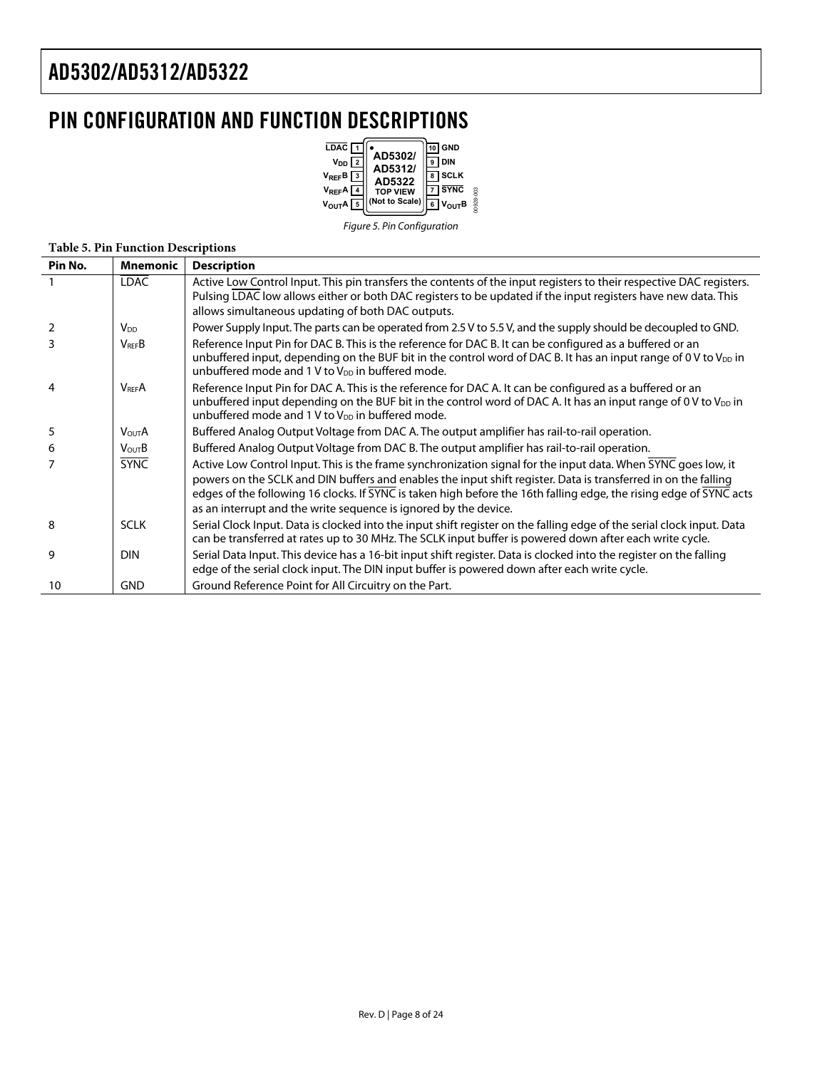// PIN CONFIGURATION AND FUNCTION DESCRIPTIONS

Figure 5. Pin Configuration

**Table 5. Pin Function Descriptions**

| Pin No. | Mnemonic | Description |
|---|---|---|
| 1 | LDAC | Active Low Control Input. This pin transfers the contents of the input registers to their respective DAC registers. Pulsing LDAC low allows either or both DAC registers to be updated if the input registers have new data. This allows simultaneous updating of both DAC outputs. |
| 2 | $V_{DD}$ | Power Supply Input. The parts can be operated from 2.5 V to 5.5 V, and the supply should be decoupled to GND. |
| 3 | $V_{REF}B$ | Reference Input Pin for DAC B. This is the reference for DAC B. It can be configured as a buffered or an unbuffered input, depending on the BUF bit in the control word of DAC B. It has an input range of 0 V to $V_{DD}$ in unbuffered mode and 1 V to $V_{DD}$ in buffered mode. |
| 4 | $V_{REF}A$ | Reference Input Pin for DAC A. This is the reference for DAC A. It can be configured as a buffered or an unbuffered input depending on the BUF bit in the control word of DAC A. It has an input range of 0 V to $V_{DD}$ in unbuffered mode and 1 V to $V_{DD}$ in buffered mode. |
| 5 | $V_{OUT}A$ | Buffered Analog Output Voltage from DAC A. The output amplifier has rail-to-rail operation. |
| 6 | $V_{OUT}B$ | Buffered Analog Output Voltage from DAC B. The output amplifier has rail-to-rail operation. |
| 7 | SYNC | Active Low Control Input. This is the frame synchronization signal for the input data. When SYNC goes low, it powers on the SCLK and DIN buffers and enables the input shift register. Data is transferred in on the falling edges of the following 16 clocks. If SYNC is taken high before the 16th falling edge, the rising edge of SYNC acts as an interrupt and the write sequence is ignored by the device. |
| 8 | SCLK | Serial Clock Input. Data is clocked into the input shift register on the falling edge of the serial clock input. Data can be transferred at rates up to 30 MHz. The SCLK input buffer is powered down after each write cycle. |
| 9 | DIN | Serial Data Input. This device has a 16-bit input shift register. Data is clocked into the register on the falling edge of the serial clock input. The DIN input buffer is powered down after each write cycle. |
| 10 | GND | Ground Reference Point for All Circuitry on the Part. |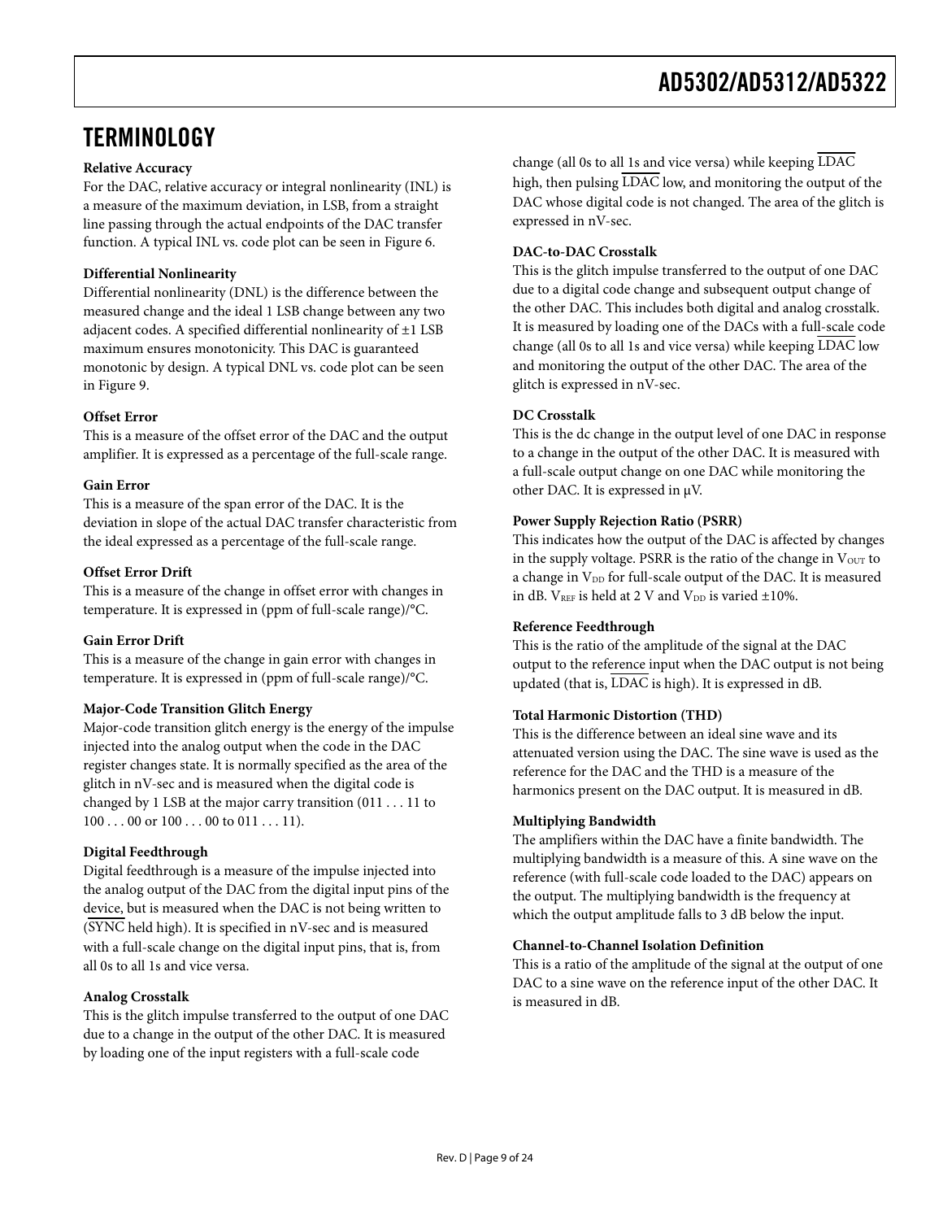## TERMINOLOGY

**Relative Accuracy**

For the DAC, relative accuracy or integral nonlinearity (INL) is a measure of the maximum deviation, in LSB, from a straight line passing through the actual endpoints of the DAC transfer function. A typical INL vs. code plot can be seen in Figure 6.

**Differential Nonlinearity**

Differential nonlinearity (DNL) is the difference between the measured change and the ideal 1 LSB change between any two adjacent codes. A specified differential nonlinearity of ±1 LSB maximum ensures monotonicity. This DAC is guaranteed monotonic by design. A typical DNL vs. code plot can be seen in Figure 9.

**Offset Error**

This is a measure of the offset error of the DAC and the output amplifier. It is expressed as a percentage of the full-scale range.

**Gain Error**

This is a measure of the span error of the DAC. It is the deviation in slope of the actual DAC transfer characteristic from the ideal expressed as a percentage of the full-scale range.

**Offset Error Drift**

This is a measure of the change in offset error with changes in temperature. It is expressed in (ppm of full-scale range)/°C.

**Gain Error Drift**

This is a measure of the change in gain error with changes in temperature. It is expressed in (ppm of full-scale range)/°C.

**Major-Code Transition Glitch Energy**

Major-code transition glitch energy is the energy of the impulse injected into the analog output when the code in the DAC register changes state. It is normally specified as the area of the glitch in nV-sec and is measured when the digital code is changed by 1 LSB at the major carry transition (011 . . . 11 to 100 . . . 00 or 100 . . . 00 to 011 . . . 11).

**Digital Feedthrough**

Digital feedthrough is a measure of the impulse injected into the analog output of the DAC from the digital input pins of the device, but is measured when the DAC is not being written to ($\overline{\text{SYNC}}$ held high). It is specified in nV-sec and is measured with a full-scale change on the digital input pins, that is, from all 0s to all 1s and vice versa.

**Analog Crosstalk**

This is the glitch impulse transferred to the output of one DAC due to a change in the output of the other DAC. It is measured by loading one of the input registers with a full-scale code change (all 0s to all 1s and vice versa) while keeping $\overline{\text{LDAC}}$ high, then pulsing $\overline{\text{LDAC}}$ low, and monitoring the output of the DAC whose digital code is not changed. The area of the glitch is expressed in nV-sec.

**DAC-to-DAC Crosstalk**

This is the glitch impulse transferred to the output of one DAC due to a digital code change and subsequent output change of the other DAC. This includes both digital and analog crosstalk. It is measured by loading one of the DACs with a full-scale code change (all 0s to all 1s and vice versa) while keeping $\overline{\text{LDAC}}$ low and monitoring the output of the other DAC. The area of the glitch is expressed in nV-sec.

**DC Crosstalk**

This is the dc change in the output level of one DAC in response to a change in the output of the other DAC. It is measured with a full-scale output change on one DAC while monitoring the other DAC. It is expressed in μV.

**Power Supply Rejection Ratio (PSRR)**

This indicates how the output of the DAC is affected by changes in the supply voltage. PSRR is the ratio of the change in $V_{OUT}$ to a change in $V_{DD}$ for full-scale output of the DAC. It is measured in dB. $V_{REF}$ is held at 2 V and $V_{DD}$ is varied ±10%.

**Reference Feedthrough**

This is the ratio of the amplitude of the signal at the DAC output to the reference input when the DAC output is not being updated (that is, $\overline{\text{LDAC}}$ is high). It is expressed in dB.

**Total Harmonic Distortion (THD)**

This is the difference between an ideal sine wave and its attenuated version using the DAC. The sine wave is used as the reference for the DAC and the THD is a measure of the harmonics present on the DAC output. It is measured in dB.

**Multiplying Bandwidth**

The amplifiers within the DAC have a finite bandwidth. The multiplying bandwidth is a measure of this. A sine wave on the reference (with full-scale code loaded to the DAC) appears on the output. The multiplying bandwidth is the frequency at which the output amplitude falls to 3 dB below the input.

**Channel-to-Channel Isolation Definition**

This is a ratio of the amplitude of the signal at the output of one DAC to a sine wave on the reference input of the other DAC. It is measured in dB.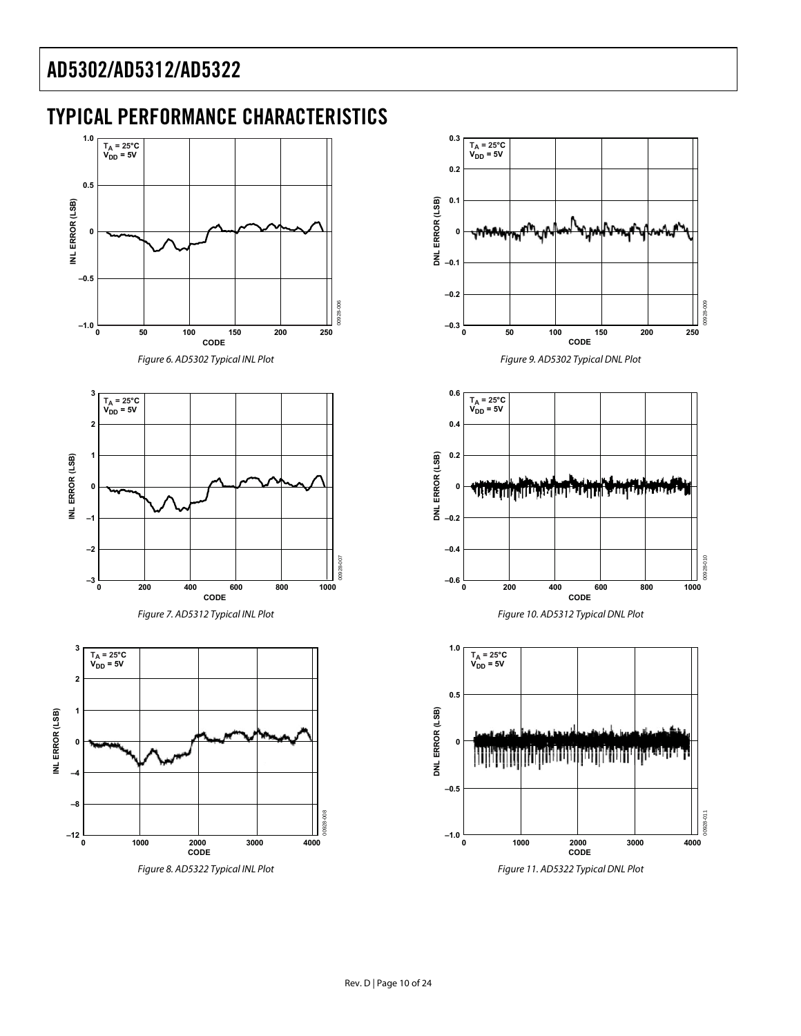# TYPICAL PERFORMANCE CHARACTERISTICS

Figure 6. AD5302 Typical INL Plot

Figure 7. AD5312 Typical INL Plot

Figure 8. AD5322 Typical INL Plot

Figure 9. AD5302 Typical DNL Plot

Figure 10. AD5312 Typical DNL Plot

Figure 11. AD5322 Typical DNL Plot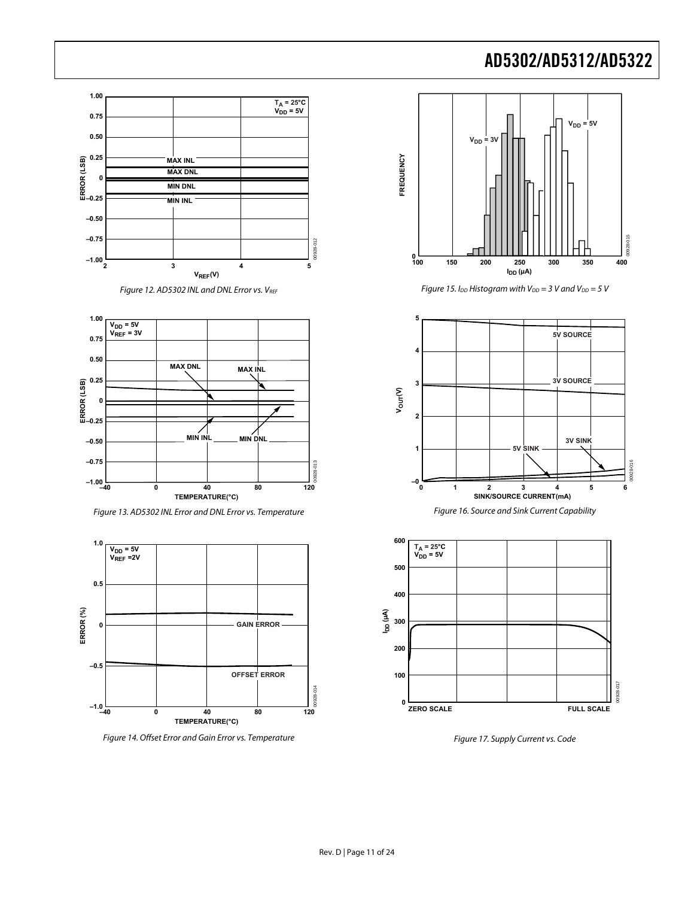Figure 12. AD5302 INL and DNL Error vs. $V_{REF}$

Figure 13. AD5302 INL Error and DNL Error vs. Temperature

Figure 14. Offset Error and Gain Error vs. Temperature

Figure 15. $I_{DD}$ Histogram with $V_{DD}$ = 3 V and $V_{DD}$ = 5 V

Figure 16. Source and Sink Current Capability

Figure 17. Supply Current vs. Code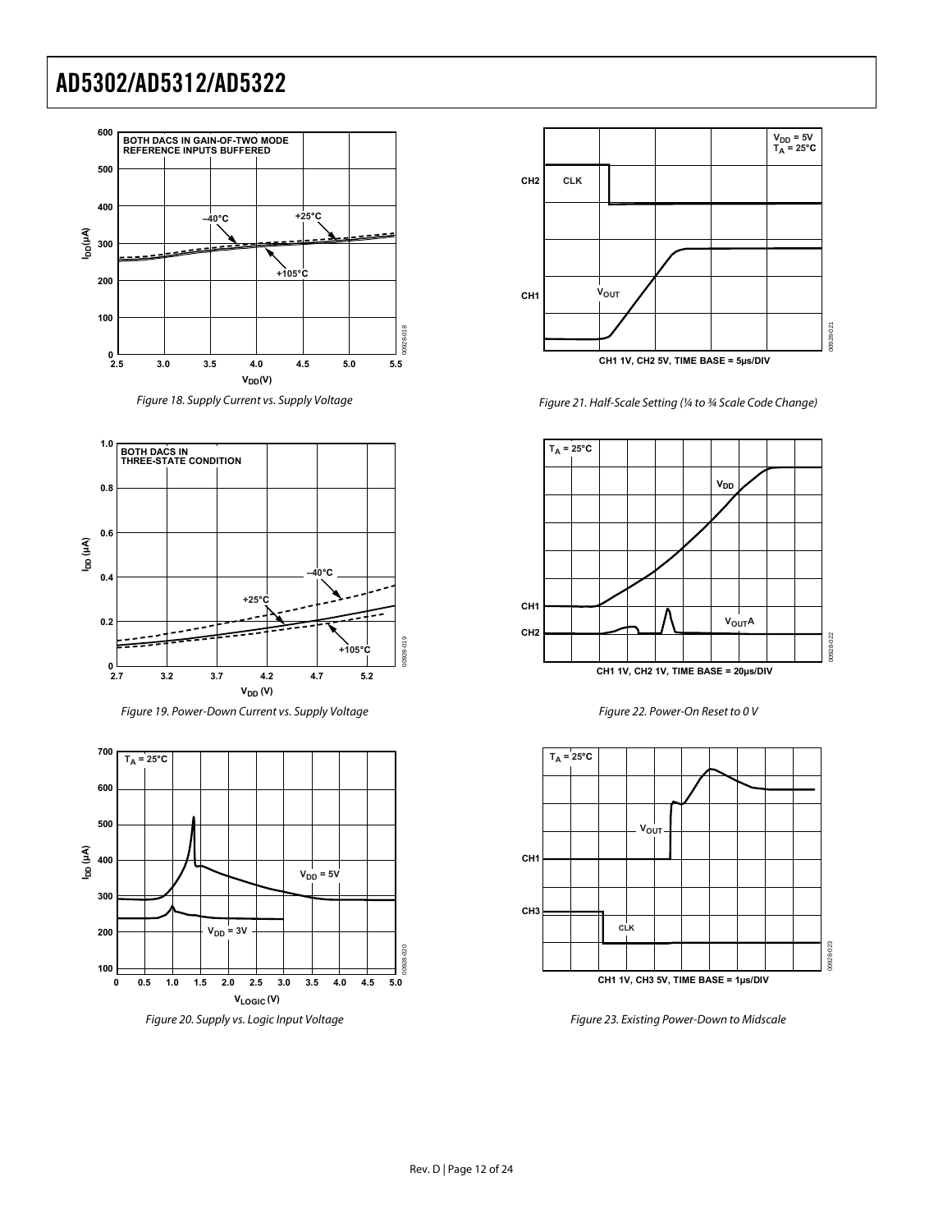Figure 18. Supply Current vs. Supply Voltage

Figure 19. Power-Down Current vs. Supply Voltage

Figure 20. Supply vs. Logic Input Voltage

Figure 21. Half-Scale Setting (¼ to ¾ Scale Code Change)

Figure 22. Power-On Reset to 0 V

Figure 23. Existing Power-Down to Midscale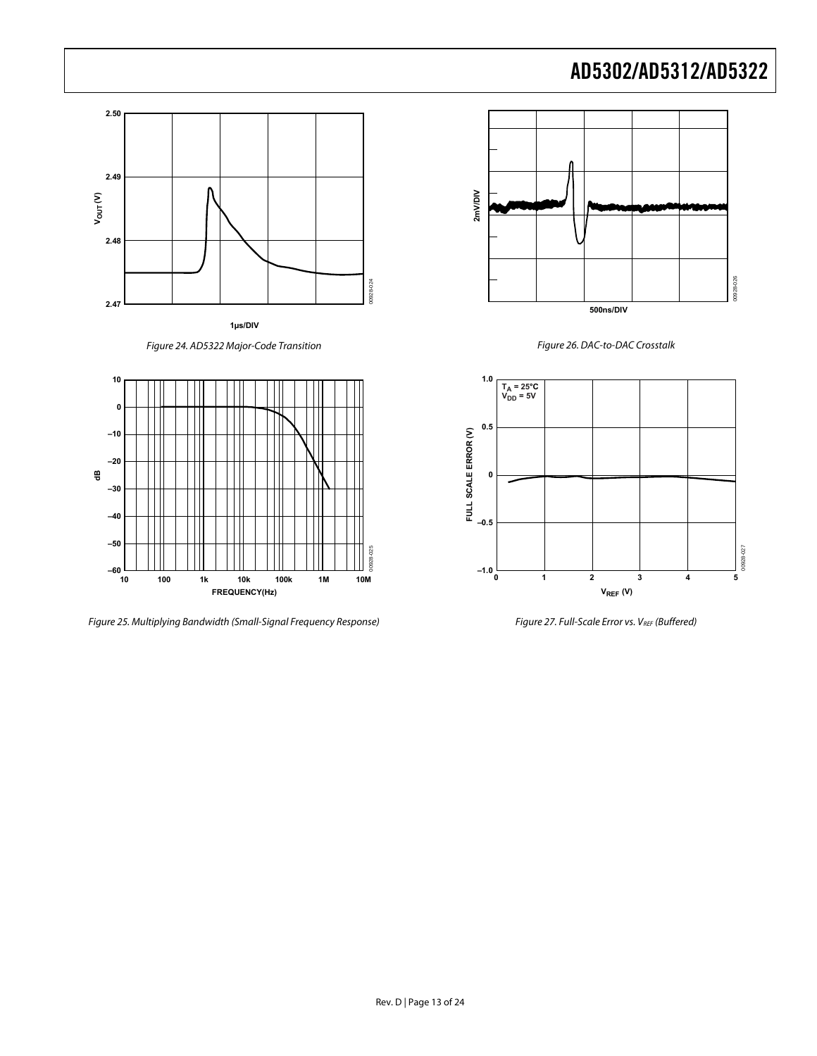Figure 24. AD5322 Major-Code Transition

Figure 25. Multiplying Bandwidth (Small-Signal Frequency Response)

Figure 26. DAC-to-DAC Crosstalk

Figure 27. Full-Scale Error vs. $V_{REF}$ (Buffered)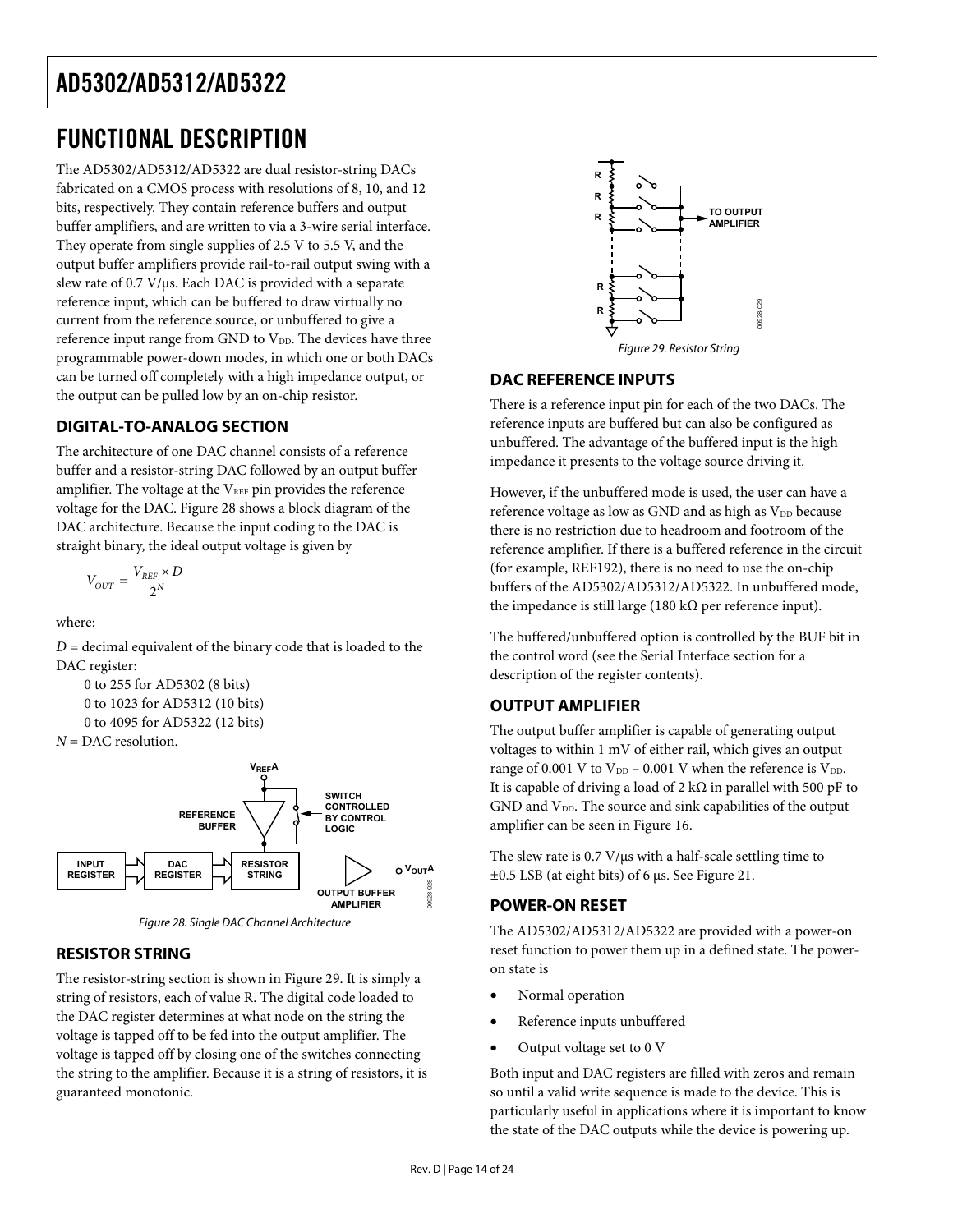# FUNCTIONAL DESCRIPTION

The AD5302/AD5312/AD5322 are dual resistor-string DACs fabricated on a CMOS process with resolutions of 8, 10, and 12 bits, respectively. They contain reference buffers and output buffer amplifiers, and are written to via a 3-wire serial interface. They operate from single supplies of 2.5 V to 5.5 V, and the output buffer amplifiers provide rail-to-rail output swing with a slew rate of 0.7 V/µs. Each DAC is provided with a separate reference input, which can be buffered to draw virtually no current from the reference source, or unbuffered to give a reference input range from GND to $V_{DD}$. The devices have three programmable power-down modes, in which one or both DACs can be turned off completely with a high impedance output, or the output can be pulled low by an on-chip resistor.

## DIGITAL-TO-ANALOG SECTION

The architecture of one DAC channel consists of a reference buffer and a resistor-string DAC followed by an output buffer amplifier. The voltage at the $V_{REF}$ pin provides the reference voltage for the DAC. Figure 28 shows a block diagram of the DAC architecture. Because the input coding to the DAC is straight binary, the ideal output voltage is given by

$$V_{OUT} = \frac{V_{REF} \times D}{2^N}$$

where:

$D$ = decimal equivalent of the binary code that is loaded to the DAC register:

0 to 255 for AD5302 (8 bits)
0 to 1023 for AD5312 (10 bits)
0 to 4095 for AD5322 (12 bits)

$N$ = DAC resolution.

Figure 28. Single DAC Channel Architecture

## RESISTOR STRING

The resistor-string section is shown in Figure 29. It is simply a string of resistors, each of value R. The digital code loaded to the DAC register determines at what node on the string the voltage is tapped off to be fed into the output amplifier. The voltage is tapped off by closing one of the switches connecting the string to the amplifier. Because it is a string of resistors, it is guaranteed monotonic.

Figure 29. Resistor String

## DAC REFERENCE INPUTS

There is a reference input pin for each of the two DACs. The reference inputs are buffered but can also be configured as unbuffered. The advantage of the buffered input is the high impedance it presents to the voltage source driving it.

However, if the unbuffered mode is used, the user can have a reference voltage as low as GND and as high as $V_{DD}$ because there is no restriction due to headroom and footroom of the reference amplifier. If there is a buffered reference in the circuit (for example, REF192), there is no need to use the on-chip buffers of the AD5302/AD5312/AD5322. In unbuffered mode, the impedance is still large (180 kΩ per reference input).

The buffered/unbuffered option is controlled by the BUF bit in the control word (see the Serial Interface section for a description of the register contents).

## OUTPUT AMPLIFIER

The output buffer amplifier is capable of generating output voltages to within 1 mV of either rail, which gives an output range of 0.001 V to $V_{DD}$ − 0.001 V when the reference is $V_{DD}$. It is capable of driving a load of 2 kΩ in parallel with 500 pF to GND and $V_{DD}$. The source and sink capabilities of the output amplifier can be seen in Figure 16.

The slew rate is 0.7 V/µs with a half-scale settling time to ±0.5 LSB (at eight bits) of 6 µs. See Figure 21.

## POWER-ON RESET

The AD5302/AD5312/AD5322 are provided with a power-on reset function to power them up in a defined state. The power-on state is

- Normal operation
- Reference inputs unbuffered
- Output voltage set to 0 V

Both input and DAC registers are filled with zeros and remain so until a valid write sequence is made to the device. This is particularly useful in applications where it is important to know the state of the DAC outputs while the device is powering up.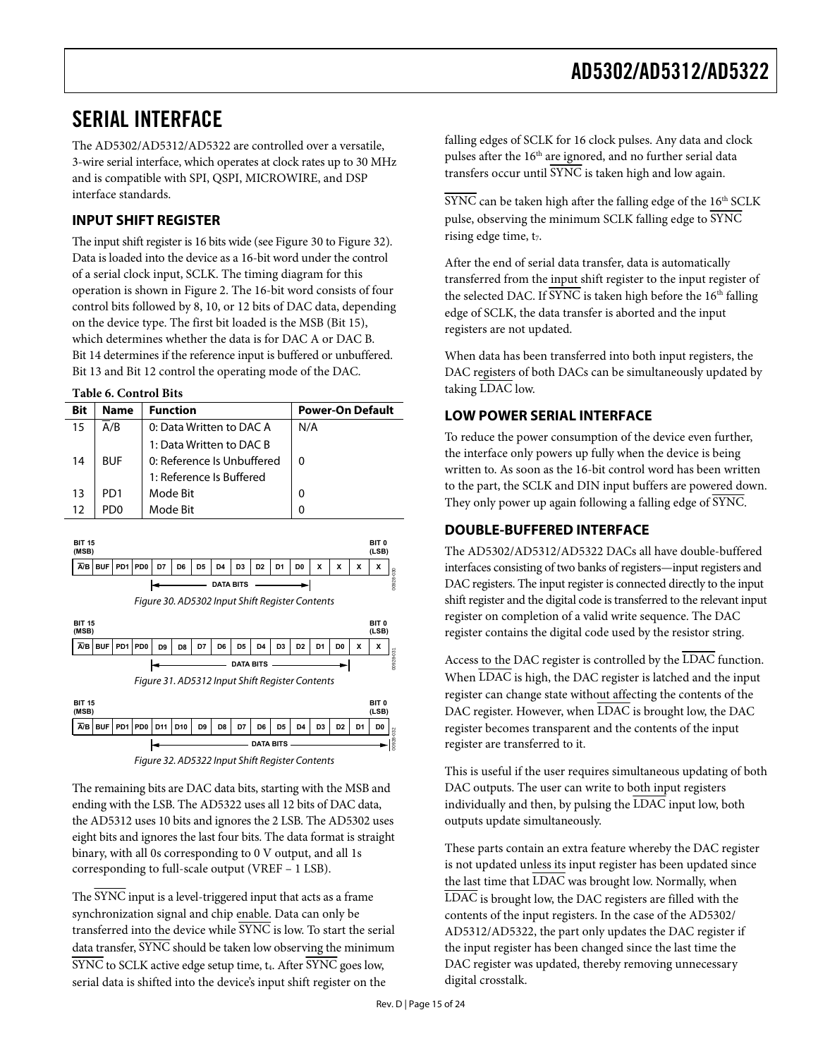# SERIAL INTERFACE

The AD5302/AD5312/AD5322 are controlled over a versatile, 3-wire serial interface, which operates at clock rates up to 30 MHz and is compatible with SPI, QSPI, MICROWIRE, and DSP interface standards.

## INPUT SHIFT REGISTER

The input shift register is 16 bits wide (see Figure 30 to Figure 32). Data is loaded into the device as a 16-bit word under the control of a serial clock input, SCLK. The timing diagram for this operation is shown in Figure 2. The 16-bit word consists of four control bits followed by 8, 10, or 12 bits of DAC data, depending on the device type. The first bit loaded is the MSB (Bit 15), which determines whether the data is for DAC A or DAC B. Bit 14 determines if the reference input is buffered or unbuffered. Bit 13 and Bit 12 control the operating mode of the DAC.

**Table 6. Control Bits**

| Bit | Name | Function | Power-On Default |
|---|---|---|---|
| 15 | $\overline{A}$/B | 0: Data Written to DAC A<br>1: Data Written to DAC B | N/A |
| 14 | BUF | 0: Reference Is Unbuffered<br>1: Reference Is Buffered | 0 |
| 13 | PD1 | Mode Bit | 0 |
| 12 | PD0 | Mode Bit | 0 |

| BIT 15 (MSB) | | | | | | | | | | | | | | | BIT 0 (LSB) |
|---|---|---|---|---|---|---|---|---|---|---|---|---|---|---|---|
| $\overline{A}$/B | BUF | PD1 | PD0 | D7 | D6 | D5 | D4 | D3 | D2 | D1 | D0 | X | X | X | X |
| | | | | DATA BITS | | | | | | | | | | | |

*Figure 30. AD5302 Input Shift Register Contents*

| BIT 15 (MSB) | | | | | | | | | | | | | | | BIT 0 (LSB) |
|---|---|---|---|---|---|---|---|---|---|---|---|---|---|---|---|
| $\overline{A}$/B | BUF | PD1 | PD0 | D9 | D8 | D7 | D6 | D5 | D4 | D3 | D2 | D1 | D0 | X | X |
| | | | | DATA BITS | | | | | | | | | | | |

*Figure 31. AD5312 Input Shift Register Contents*

| BIT 15 (MSB) | | | | | | | | | | | | | | | BIT 0 (LSB) |
|---|---|---|---|---|---|---|---|---|---|---|---|---|---|---|---|
| $\overline{A}$/B | BUF | PD1 | PD0 | D11 | D10 | D9 | D8 | D7 | D6 | D5 | D4 | D3 | D2 | D1 | D0 |
| | | | | DATA BITS | | | | | | | | | | | |

*Figure 32. AD5322 Input Shift Register Contents*

The remaining bits are DAC data bits, starting with the MSB and ending with the LSB. The AD5322 uses all 12 bits of DAC data, the AD5312 uses 10 bits and ignores the 2 LSB. The AD5302 uses eight bits and ignores the last four bits. The data format is straight binary, with all 0s corresponding to 0 V output, and all 1s corresponding to full-scale output (VREF − 1 LSB).

The $\overline{\text{SYNC}}$ input is a level-triggered input that acts as a frame synchronization signal and chip enable. Data can only be transferred into the device while $\overline{\text{SYNC}}$ is low. To start the serial data transfer, $\overline{\text{SYNC}}$ should be taken low observing the minimum $\overline{\text{SYNC}}$ to SCLK active edge setup time, $t_4$. After $\overline{\text{SYNC}}$ goes low, serial data is shifted into the device's input shift register on the falling edges of SCLK for 16 clock pulses. Any data and clock pulses after the 16th are ignored, and no further serial data transfers occur until $\overline{\text{SYNC}}$ is taken high and low again.

$\overline{\text{SYNC}}$ can be taken high after the falling edge of the 16th SCLK pulse, observing the minimum SCLK falling edge to $\overline{\text{SYNC}}$ rising edge time, $t_7$.

After the end of serial data transfer, data is automatically transferred from the input shift register to the input register of the selected DAC. If $\overline{\text{SYNC}}$ is taken high before the 16th falling edge of SCLK, the data transfer is aborted and the input registers are not updated.

When data has been transferred into both input registers, the DAC registers of both DACs can be simultaneously updated by taking $\overline{\text{LDAC}}$ low.

## LOW POWER SERIAL INTERFACE

To reduce the power consumption of the device even further, the interface only powers up fully when the device is being written to. As soon as the 16-bit control word has been written to the part, the SCLK and DIN input buffers are powered down. They only power up again following a falling edge of $\overline{\text{SYNC}}$.

## DOUBLE-BUFFERED INTERFACE

The AD5302/AD5312/AD5322 DACs all have double-buffered interfaces consisting of two banks of registers—input registers and DAC registers. The input register is connected directly to the input shift register and the digital code is transferred to the relevant input register on completion of a valid write sequence. The DAC register contains the digital code used by the resistor string.

Access to the DAC register is controlled by the $\overline{\text{LDAC}}$ function. When $\overline{\text{LDAC}}$ is high, the DAC register is latched and the input register can change state without affecting the contents of the DAC register. However, when $\overline{\text{LDAC}}$ is brought low, the DAC register becomes transparent and the contents of the input register are transferred to it.

This is useful if the user requires simultaneous updating of both DAC outputs. The user can write to both input registers individually and then, by pulsing the $\overline{\text{LDAC}}$ input low, both outputs update simultaneously.

These parts contain an extra feature whereby the DAC register is not updated unless its input register has been updated since the last time that $\overline{\text{LDAC}}$ was brought low. Normally, when $\overline{\text{LDAC}}$ is brought low, the DAC registers are filled with the contents of the input registers. In the case of the AD5302/AD5312/AD5322, the part only updates the DAC register if the input register has been changed since the last time the DAC register was updated, thereby removing unnecessary digital crosstalk.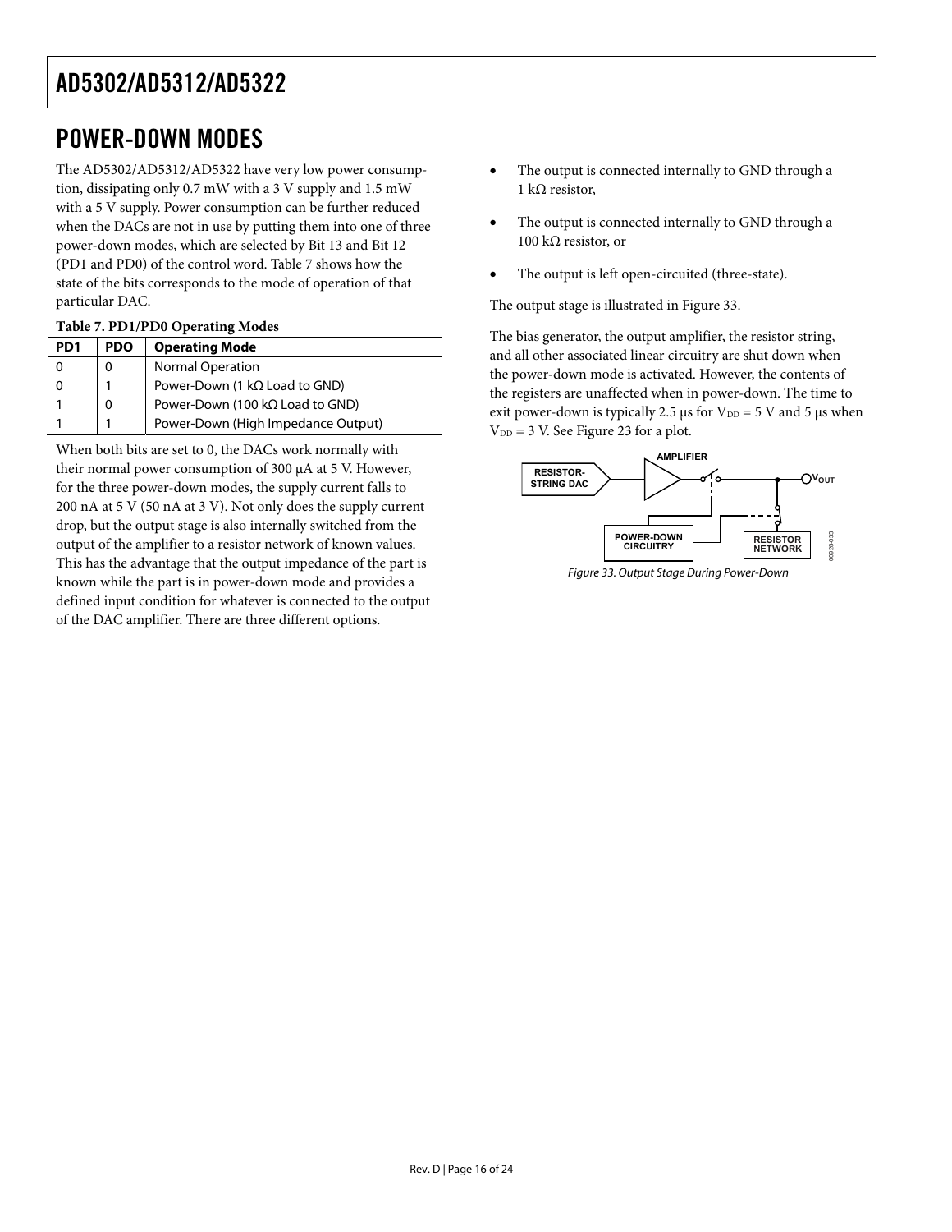# POWER-DOWN MODES

The AD5302/AD5312/AD5322 have very low power consumption, dissipating only 0.7 mW with a 3 V supply and 1.5 mW with a 5 V supply. Power consumption can be further reduced when the DACs are not in use by putting them into one of three power-down modes, which are selected by Bit 13 and Bit 12 (PD1 and PD0) of the control word. Table 7 shows how the state of the bits corresponds to the mode of operation of that particular DAC.

**Table 7. PD1/PD0 Operating Modes**

| PD1 | PDO | Operating Mode |
| --- | --- | --- |
| 0 | 0 | Normal Operation |
| 0 | 1 | Power-Down (1 kΩ Load to GND) |
| 1 | 0 | Power-Down (100 kΩ Load to GND) |
| 1 | 1 | Power-Down (High Impedance Output) |

When both bits are set to 0, the DACs work normally with their normal power consumption of 300 µA at 5 V. However, for the three power-down modes, the supply current falls to 200 nA at 5 V (50 nA at 3 V). Not only does the supply current drop, but the output stage is also internally switched from the output of the amplifier to a resistor network of known values. This has the advantage that the output impedance of the part is known while the part is in power-down mode and provides a defined input condition for whatever is connected to the output of the DAC amplifier. There are three different options.

- The output is connected internally to GND through a 1 kΩ resistor,
- The output is connected internally to GND through a 100 kΩ resistor, or
- The output is left open-circuited (three-state).

The output stage is illustrated in Figure 33.

The bias generator, the output amplifier, the resistor string, and all other associated linear circuitry are shut down when the power-down mode is activated. However, the contents of the registers are unaffected when in power-down. The time to exit power-down is typically 2.5 µs for $V_{DD}$ = 5 V and 5 µs when $V_{DD}$ = 3 V. See Figure 23 for a plot.

*Figure 33. Output Stage During Power-Down*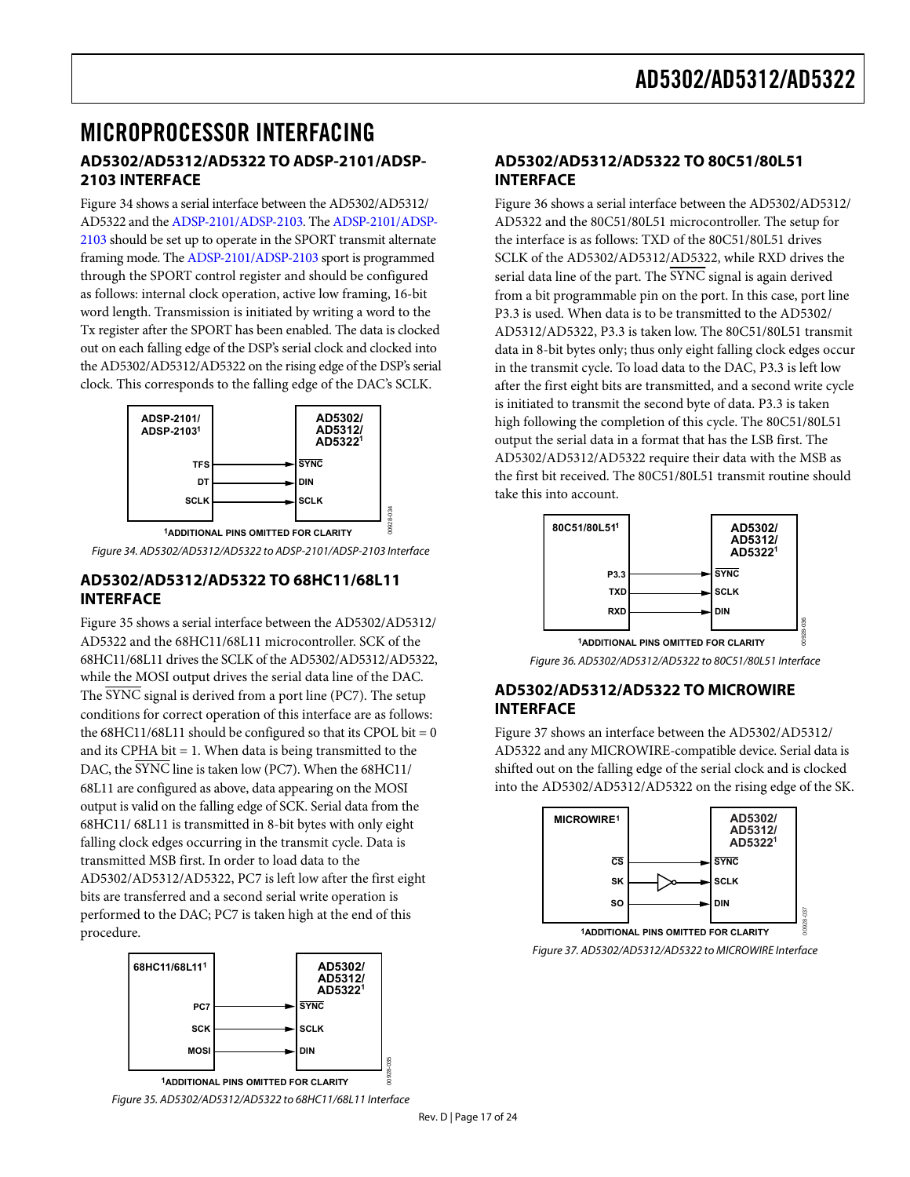# MICROPROCESSOR INTERFACING

## AD5302/AD5312/AD5322 TO ADSP-2101/ADSP-2103 INTERFACE

Figure 34 shows a serial interface between the AD5302/AD5312/AD5322 and the ADSP-2101/ADSP-2103. The ADSP-2101/ADSP-2103 should be set up to operate in the SPORT transmit alternate framing mode. The ADSP-2101/ADSP-2103 sport is programmed through the SPORT control register and should be configured as follows: internal clock operation, active low framing, 16-bit word length. Transmission is initiated by writing a word to the Tx register after the SPORT has been enabled. The data is clocked out on each falling edge of the DSP's serial clock and clocked into the AD5302/AD5312/AD5322 on the rising edge of the DSP's serial clock. This corresponds to the falling edge of the DAC's SCLK.

*Figure 34. AD5302/AD5312/AD5322 to ADSP-2101/ADSP-2103 Interface*

## AD5302/AD5312/AD5322 TO 68HC11/68L11 INTERFACE

Figure 35 shows a serial interface between the AD5302/AD5312/AD5322 and the 68HC11/68L11 microcontroller. SCK of the 68HC11/68L11 drives the SCLK of the AD5302/AD5312/AD5322, while the MOSI output drives the serial data line of the DAC. The $\overline{\text{SYNC}}$ signal is derived from a port line (PC7). The setup conditions for correct operation of this interface are as follows: the 68HC11/68L11 should be configured so that its CPOL bit = 0 and its CPHA bit = 1. When data is being transmitted to the DAC, the $\overline{\text{SYNC}}$ line is taken low (PC7). When the 68HC11/68L11 are configured as above, data appearing on the MOSI output is valid on the falling edge of SCK. Serial data from the 68HC11/ 68L11 is transmitted in 8-bit bytes with only eight falling clock edges occurring in the transmit cycle. Data is transmitted MSB first. In order to load data to the AD5302/AD5312/AD5322, PC7 is left low after the first eight bits are transferred and a second serial write operation is performed to the DAC; PC7 is taken high at the end of this procedure.

*Figure 35. AD5302/AD5312/AD5322 to 68HC11/68L11 Interface*

## AD5302/AD5312/AD5322 TO 80C51/80L51 INTERFACE

Figure 36 shows a serial interface between the AD5302/AD5312/AD5322 and the 80C51/80L51 microcontroller. The setup for the interface is as follows: TXD of the 80C51/80L51 drives SCLK of the AD5302/AD5312/AD5322, while RXD drives the serial data line of the part. The $\overline{\text{SYNC}}$ signal is again derived from a bit programmable pin on the port. In this case, port line P3.3 is used. When data is to be transmitted to the AD5302/AD5312/AD5322, P3.3 is taken low. The 80C51/80L51 transmit data in 8-bit bytes only; thus only eight falling clock edges occur in the transmit cycle. To load data to the DAC, P3.3 is left low after the first eight bits are transmitted, and a second write cycle is initiated to transmit the second byte of data. P3.3 is taken high following the completion of this cycle. The 80C51/80L51 output the serial data in a format that has the LSB first. The AD5302/AD5312/AD5322 require their data with the MSB as the first bit received. The 80C51/80L51 transmit routine should take this into account.

*Figure 36. AD5302/AD5312/AD5322 to 80C51/80L51 Interface*

## AD5302/AD5312/AD5322 TO MICROWIRE INTERFACE

Figure 37 shows an interface between the AD5302/AD5312/AD5322 and any MICROWIRE-compatible device. Serial data is shifted out on the falling edge of the serial clock and is clocked into the AD5302/AD5312/AD5322 on the rising edge of the SK.

*Figure 37. AD5302/AD5312/AD5322 to MICROWIRE Interface*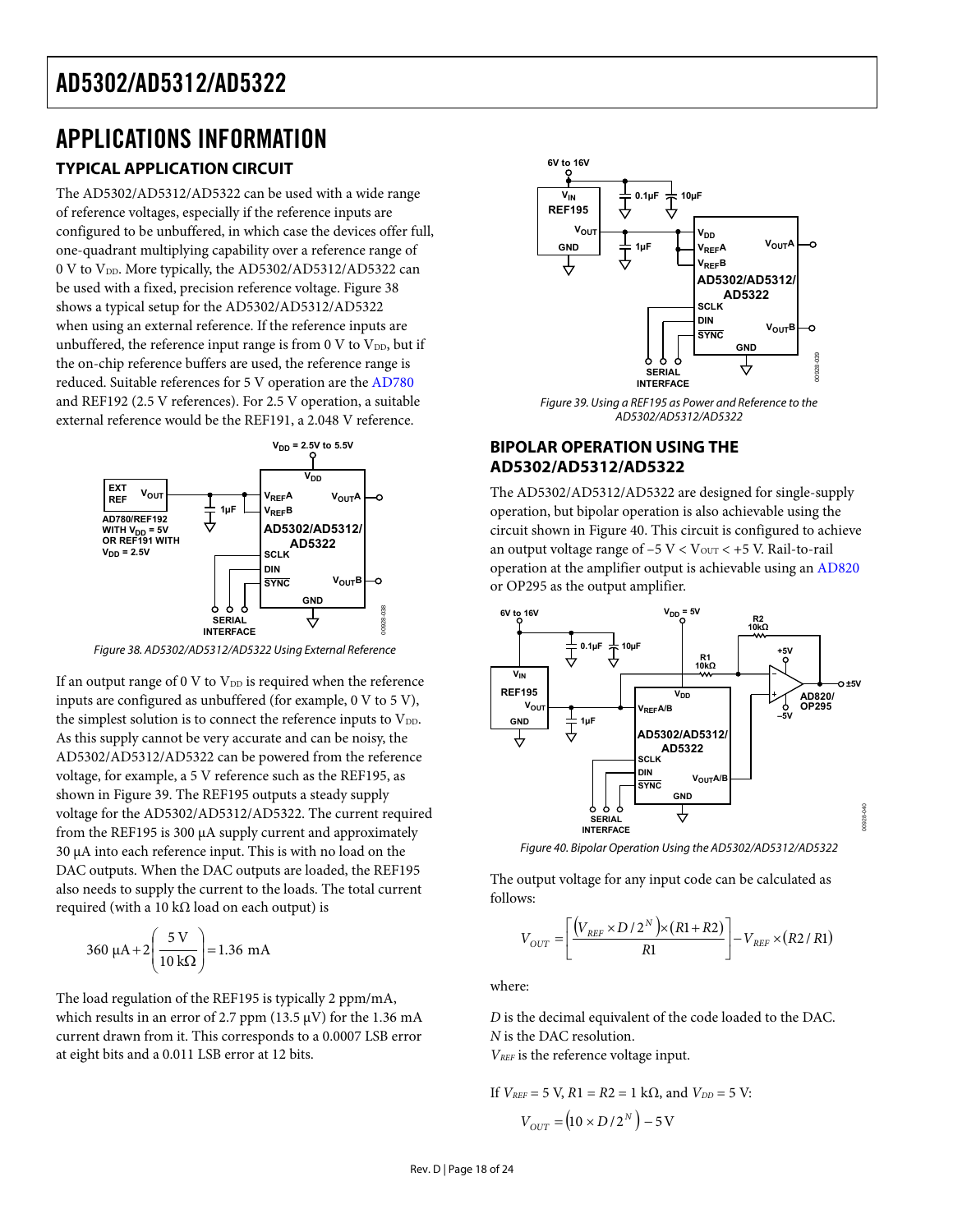# APPLICATIONS INFORMATION

## TYPICAL APPLICATION CIRCUIT

The AD5302/AD5312/AD5322 can be used with a wide range of reference voltages, especially if the reference inputs are configured to be unbuffered, in which case the devices offer full, one-quadrant multiplying capability over a reference range of 0 V to $V_{DD}$. More typically, the AD5302/AD5312/AD5322 can be used with a fixed, precision reference voltage. Figure 38 shows a typical setup for the AD5302/AD5312/AD5322 when using an external reference. If the reference inputs are unbuffered, the reference input range is from 0 V to $V_{DD}$, but if the on-chip reference buffers are used, the reference range is reduced. Suitable references for 5 V operation are the AD780 and REF192 (2.5 V references). For 2.5 V operation, a suitable external reference would be the REF191, a 2.048 V reference.

Figure 38. AD5302/AD5312/AD5322 Using External Reference

If an output range of 0 V to $V_{DD}$ is required when the reference inputs are configured as unbuffered (for example, 0 V to 5 V), the simplest solution is to connect the reference inputs to $V_{DD}$. As this supply cannot be very accurate and can be noisy, the AD5302/AD5312/AD5322 can be powered from the reference voltage, for example, a 5 V reference such as the REF195, as shown in Figure 39. The REF195 outputs a steady supply voltage for the AD5302/AD5312/AD5322. The current required from the REF195 is 300 µA supply current and approximately 30 µA into each reference input. This is with no load on the DAC outputs. When the DAC outputs are loaded, the REF195 also needs to supply the current to the loads. The total current required (with a 10 kΩ load on each output) is

$$360\ \mu\text{A} + 2\left(\frac{5\ \text{V}}{10\ \text{k}\Omega}\right) = 1.36\ \text{mA}$$

The load regulation of the REF195 is typically 2 ppm/mA, which results in an error of 2.7 ppm (13.5 µV) for the 1.36 mA current drawn from it. This corresponds to a 0.0007 LSB error at eight bits and a 0.011 LSB error at 12 bits.

Figure 39. Using a REF195 as Power and Reference to the AD5302/AD5312/AD5322

## BIPOLAR OPERATION USING THE AD5302/AD5312/AD5322

The AD5302/AD5312/AD5322 are designed for single-supply operation, but bipolar operation is also achievable using the circuit shown in Figure 40. This circuit is configured to achieve an output voltage range of $-5\text{ V} < V_{OUT} < +5\text{ V}$. Rail-to-rail operation at the amplifier output is achievable using an AD820 or OP295 as the output amplifier.

Figure 40. Bipolar Operation Using the AD5302/AD5312/AD5322

The output voltage for any input code can be calculated as follows:

$$V_{OUT} = \left[\frac{\left(V_{REF} \times D/2^N\right) \times (R1 + R2)}{R1}\right] - V_{REF} \times (R2/R1)$$

where:

*D* is the decimal equivalent of the code loaded to the DAC.
*N* is the DAC resolution.
$V_{REF}$ is the reference voltage input.

If $V_{REF} = 5$ V, $R1 = R2 = 1$ kΩ, and $V_{DD} = 5$ V:

$$V_{OUT} = \left(10 \times D/2^N\right) - 5\text{ V}$$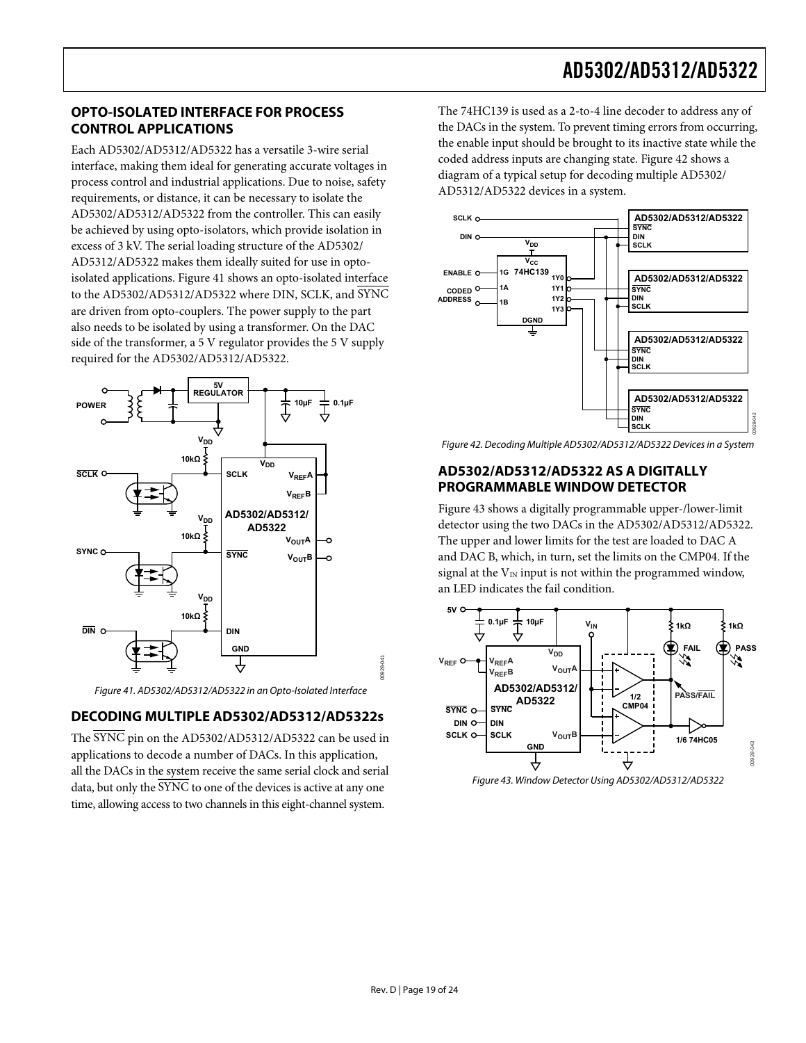## OPTO-ISOLATED INTERFACE FOR PROCESS CONTROL APPLICATIONS

Each AD5302/AD5312/AD5322 has a versatile 3-wire serial interface, making them ideal for generating accurate voltages in process control and industrial applications. Due to noise, safety requirements, or distance, it can be necessary to isolate the AD5302/AD5312/AD5322 from the controller. This can easily be achieved by using opto-isolators, which provide isolation in excess of 3 kV. The serial loading structure of the AD5302/AD5312/AD5322 makes them ideally suited for use in opto-isolated applications. Figure 41 shows an opto-isolated interface to the AD5302/AD5312/AD5322 where DIN, SCLK, and $\overline{\text{SYNC}}$ are driven from opto-couplers. The power supply to the part also needs to be isolated by using a transformer. On the DAC side of the transformer, a 5 V regulator provides the 5 V supply required for the AD5302/AD5312/AD5322.

Figure 41. AD5302/AD5312/AD5322 in an Opto-Isolated Interface

## DECODING MULTIPLE AD5302/AD5312/AD5322s

The $\overline{\text{SYNC}}$ pin on the AD5302/AD5312/AD5322 can be used in applications to decode a number of DACs. In this application, all the DACs in the system receive the same serial clock and serial data, but only the $\overline{\text{SYNC}}$ to one of the devices is active at any one time, allowing access to two channels in this eight-channel system.

The 74HC139 is used as a 2-to-4 line decoder to address any of the DACs in the system. To prevent timing errors from occurring, the enable input should be brought to its inactive state while the coded address inputs are changing state. Figure 42 shows a diagram of a typical setup for decoding multiple AD5302/AD5312/AD5322 devices in a system.

Figure 42. Decoding Multiple AD5302/AD5312/AD5322 Devices in a System

## AD5302/AD5312/AD5322 AS A DIGITALLY PROGRAMMABLE WINDOW DETECTOR

Figure 43 shows a digitally programmable upper-/lower-limit detector using the two DACs in the AD5302/AD5312/AD5322. The upper and lower limits for the test are loaded to DAC A and DAC B, which, in turn, set the limits on the CMP04. If the signal at the $V_{IN}$ input is not within the programmed window, an LED indicates the fail condition.

Figure 43. Window Detector Using AD5302/AD5312/AD5322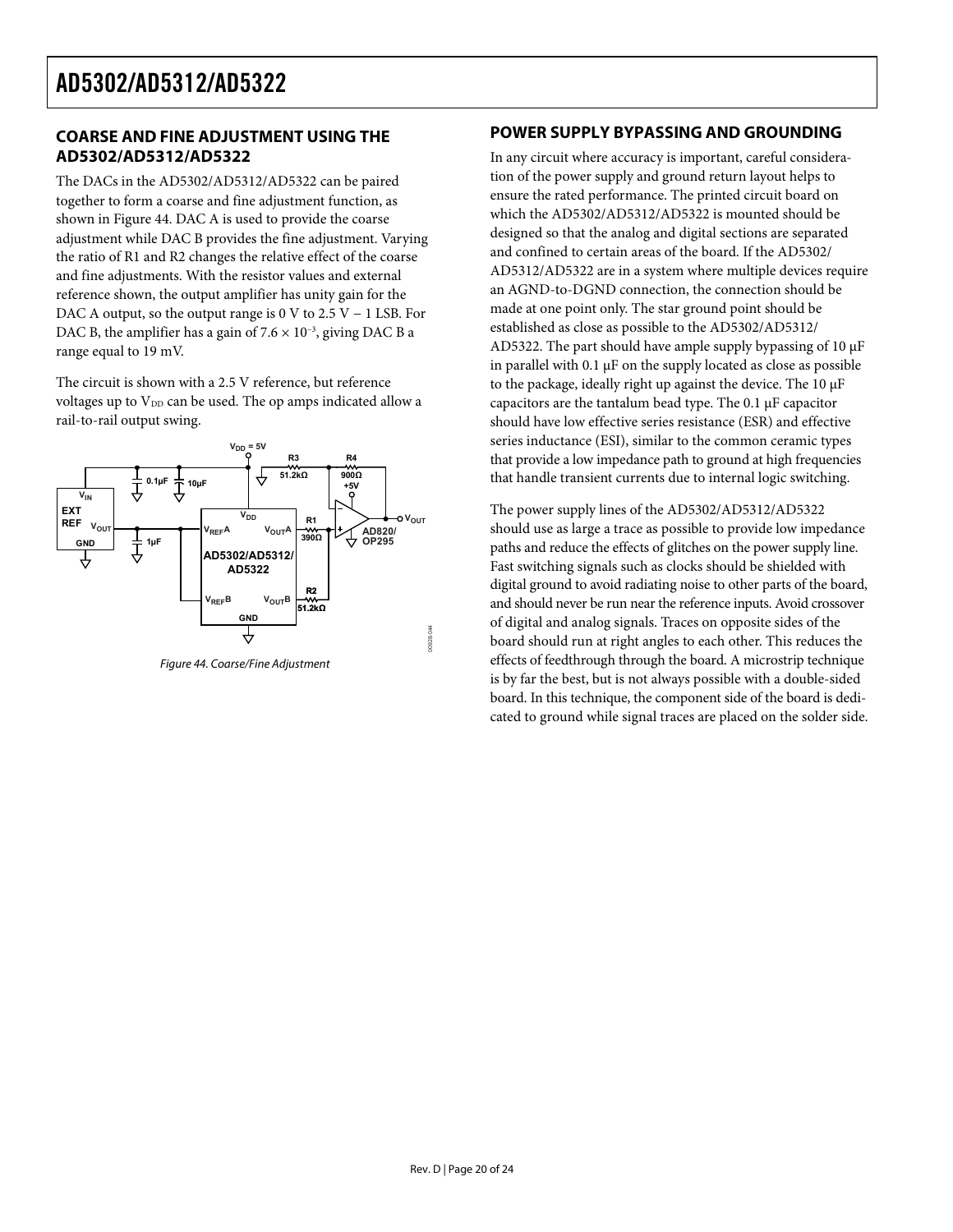## COARSE AND FINE ADJUSTMENT USING THE AD5302/AD5312/AD5322

The DACs in the AD5302/AD5312/AD5322 can be paired together to form a coarse and fine adjustment function, as shown in Figure 44. DAC A is used to provide the coarse adjustment while DAC B provides the fine adjustment. Varying the ratio of R1 and R2 changes the relative effect of the coarse and fine adjustments. With the resistor values and external reference shown, the output amplifier has unity gain for the DAC A output, so the output range is 0 V to 2.5 V − 1 LSB. For DAC B, the amplifier has a gain of $7.6 \times 10^{-3}$, giving DAC B a range equal to 19 mV.

The circuit is shown with a 2.5 V reference, but reference voltages up to $V_{DD}$ can be used. The op amps indicated allow a rail-to-rail output swing.

Figure 44. Coarse/Fine Adjustment

## POWER SUPPLY BYPASSING AND GROUNDING

In any circuit where accuracy is important, careful consideration of the power supply and ground return layout helps to ensure the rated performance. The printed circuit board on which the AD5302/AD5312/AD5322 is mounted should be designed so that the analog and digital sections are separated and confined to certain areas of the board. If the AD5302/AD5312/AD5322 are in a system where multiple devices require an AGND-to-DGND connection, the connection should be made at one point only. The star ground point should be established as close as possible to the AD5302/AD5312/AD5322. The part should have ample supply bypassing of 10 µF in parallel with 0.1 µF on the supply located as close as possible to the package, ideally right up against the device. The 10 µF capacitors are the tantalum bead type. The 0.1 µF capacitor should have low effective series resistance (ESR) and effective series inductance (ESI), similar to the common ceramic types that provide a low impedance path to ground at high frequencies that handle transient currents due to internal logic switching.

The power supply lines of the AD5302/AD5312/AD5322 should use as large a trace as possible to provide low impedance paths and reduce the effects of glitches on the power supply line. Fast switching signals such as clocks should be shielded with digital ground to avoid radiating noise to other parts of the board, and should never be run near the reference inputs. Avoid crossover of digital and analog signals. Traces on opposite sides of the board should run at right angles to each other. This reduces the effects of feedthrough through the board. A microstrip technique is by far the best, but is not always possible with a double-sided board. In this technique, the component side of the board is dedicated to ground while signal traces are placed on the solder side.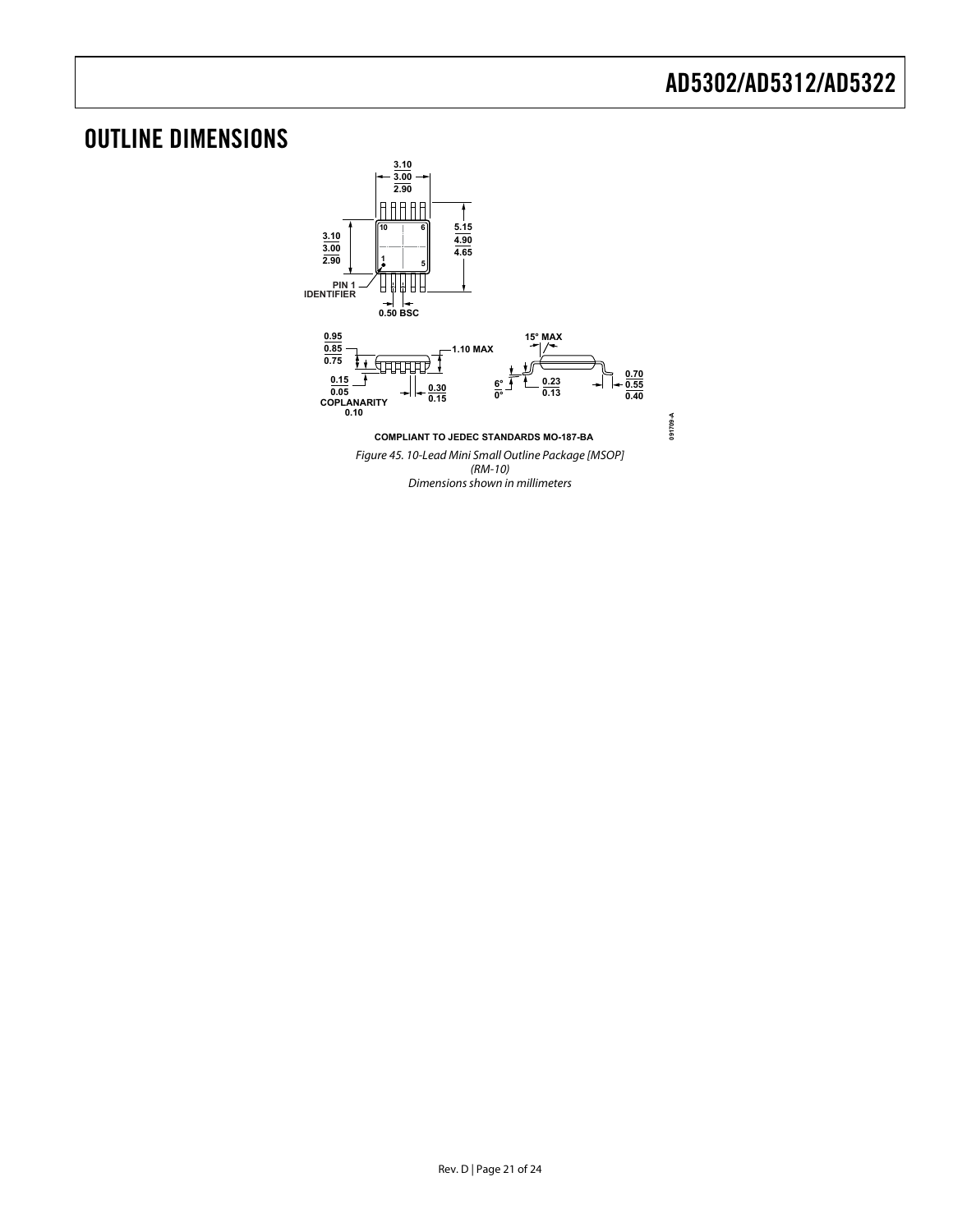# OUTLINE DIMENSIONS

3.10
3.00
2.90

10 6

1 5

3.10
3.00
2.90

5.15
4.90
4.65

PIN 1
IDENTIFIER

0.50 BSC

0.95
0.85
0.75

0.15
0.05

COPLANARITY
0.10

0.30
0.15

1.10 MAX

15° MAX

6°
0°

0.23
0.13

0.70
0.55
0.40

COMPLIANT TO JEDEC STANDARDS MO-187-BA

091709-A

*Figure 45. 10-Lead Mini Small Outline Package [MSOP]*
*(RM-10)*
*Dimensions shown in millimeters*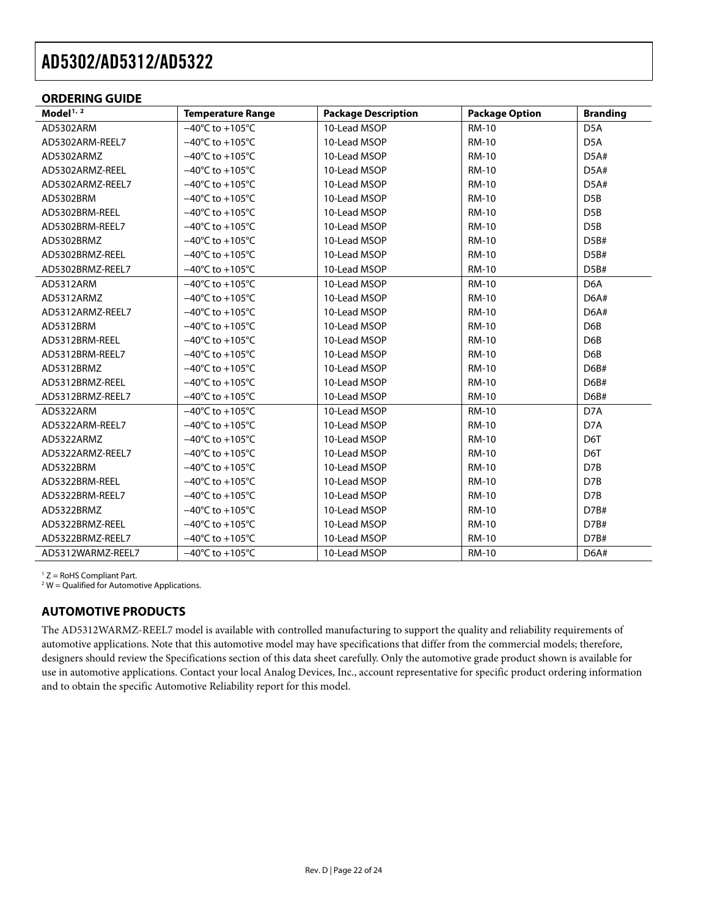## ORDERING GUIDE

| Model[1, 2] | Temperature Range | Package Description | Package Option | Branding |
|---|---|---|---|---|
| AD5302ARM | −40°C to +105°C | 10-Lead MSOP | RM-10 | D5A |
| AD5302ARM-REEL7 | −40°C to +105°C | 10-Lead MSOP | RM-10 | D5A |
| AD5302ARMZ | −40°C to +105°C | 10-Lead MSOP | RM-10 | D5A# |
| AD5302ARMZ-REEL | −40°C to +105°C | 10-Lead MSOP | RM-10 | D5A# |
| AD5302ARMZ-REEL7 | −40°C to +105°C | 10-Lead MSOP | RM-10 | D5A# |
| AD5302BRM | −40°C to +105°C | 10-Lead MSOP | RM-10 | D5B |
| AD5302BRM-REEL | −40°C to +105°C | 10-Lead MSOP | RM-10 | D5B |
| AD5302BRM-REEL7 | −40°C to +105°C | 10-Lead MSOP | RM-10 | D5B |
| AD5302BRMZ | −40°C to +105°C | 10-Lead MSOP | RM-10 | D5B# |
| AD5302BRMZ-REEL | −40°C to +105°C | 10-Lead MSOP | RM-10 | D5B# |
| AD5302BRMZ-REEL7 | −40°C to +105°C | 10-Lead MSOP | RM-10 | D5B# |
| AD5312ARM | −40°C to +105°C | 10-Lead MSOP | RM-10 | D6A |
| AD5312ARMZ | −40°C to +105°C | 10-Lead MSOP | RM-10 | D6A# |
| AD5312ARMZ-REEL7 | −40°C to +105°C | 10-Lead MSOP | RM-10 | D6A# |
| AD5312BRM | −40°C to +105°C | 10-Lead MSOP | RM-10 | D6B |
| AD5312BRM-REEL | −40°C to +105°C | 10-Lead MSOP | RM-10 | D6B |
| AD5312BRM-REEL7 | −40°C to +105°C | 10-Lead MSOP | RM-10 | D6B |
| AD5312BRMZ | −40°C to +105°C | 10-Lead MSOP | RM-10 | D6B# |
| AD5312BRMZ-REEL | −40°C to +105°C | 10-Lead MSOP | RM-10 | D6B# |
| AD5312BRMZ-REEL7 | −40°C to +105°C | 10-Lead MSOP | RM-10 | D6B# |
| AD5322ARM | −40°C to +105°C | 10-Lead MSOP | RM-10 | D7A |
| AD5322ARM-REEL7 | −40°C to +105°C | 10-Lead MSOP | RM-10 | D7A |
| AD5322ARMZ | −40°C to +105°C | 10-Lead MSOP | RM-10 | D6T |
| AD5322ARMZ-REEL7 | −40°C to +105°C | 10-Lead MSOP | RM-10 | D6T |
| AD5322BRM | −40°C to +105°C | 10-Lead MSOP | RM-10 | D7B |
| AD5322BRM-REEL | −40°C to +105°C | 10-Lead MSOP | RM-10 | D7B |
| AD5322BRM-REEL7 | −40°C to +105°C | 10-Lead MSOP | RM-10 | D7B |
| AD5322BRMZ | −40°C to +105°C | 10-Lead MSOP | RM-10 | D7B# |
| AD5322BRMZ-REEL | −40°C to +105°C | 10-Lead MSOP | RM-10 | D7B# |
| AD5322BRMZ-REEL7 | −40°C to +105°C | 10-Lead MSOP | RM-10 | D7B# |
| AD5312WARMZ-REEL7 | −40°C to +105°C | 10-Lead MSOP | RM-10 | D6A# |

[1] Z = RoHS Compliant Part.
[2] W = Qualified for Automotive Applications.

## AUTOMOTIVE PRODUCTS

The AD5312WARMZ-REEL7 model is available with controlled manufacturing to support the quality and reliability requirements of automotive applications. Note that this automotive model may have specifications that differ from the commercial models; therefore, designers should review the Specifications section of this data sheet carefully. Only the automotive grade product shown is available for use in automotive applications. Contact your local Analog Devices, Inc., account representative for specific product ordering information and to obtain the specific Automotive Reliability report for this model.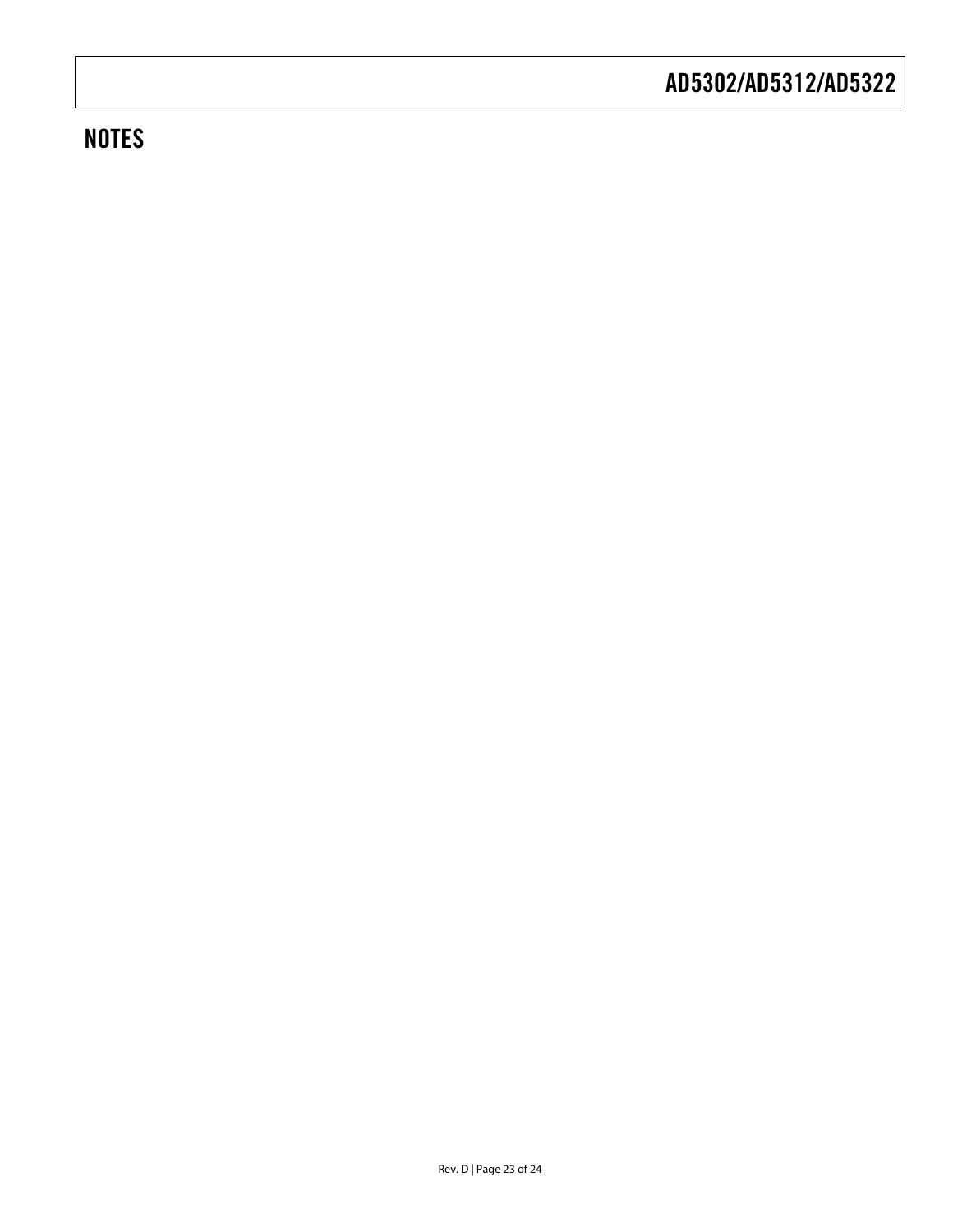## NOTES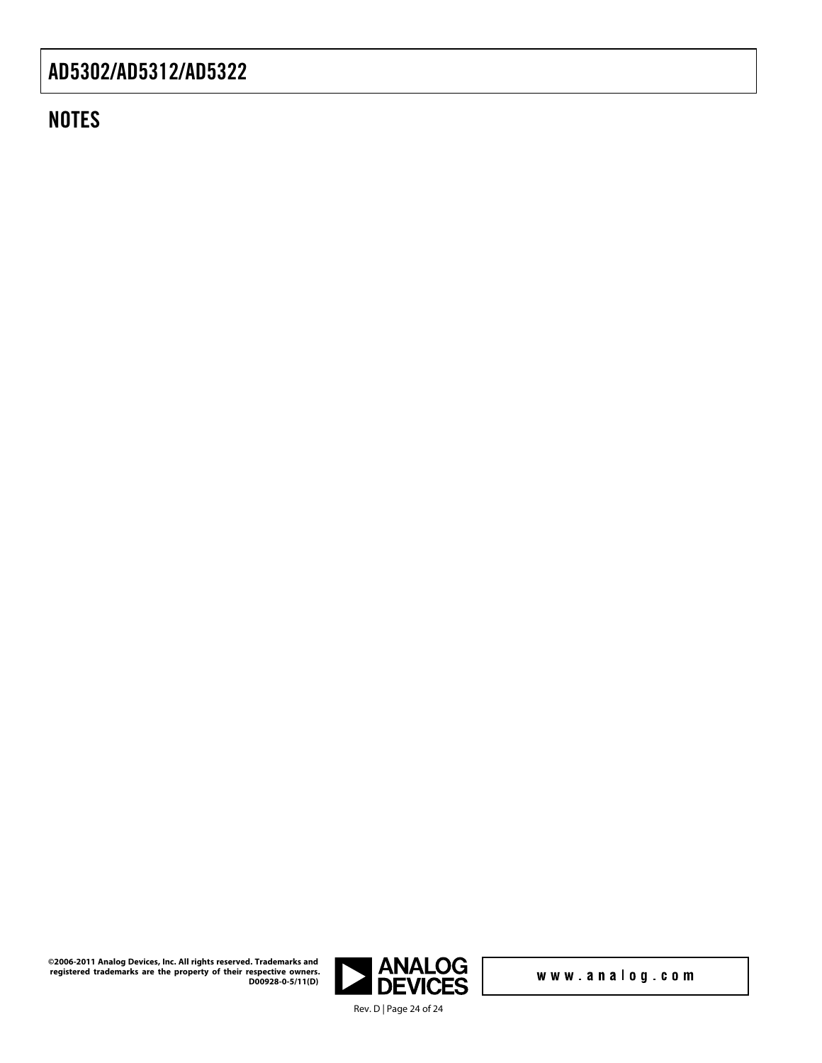## NOTES

©2006-2011 Analog Devices, Inc. All rights reserved. Trademarks and registered trademarks are the property of their respective owners. D00928-0-5/11(D)

www.analog.com